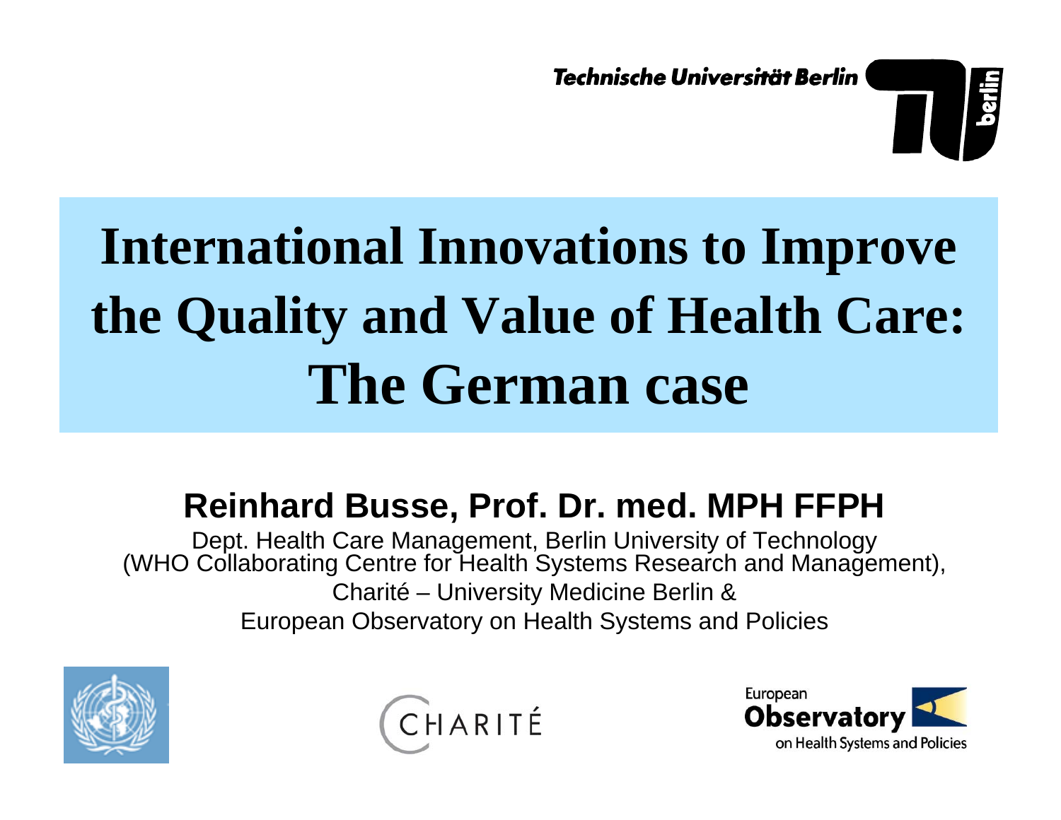Technische Universität Berlin

# International Innovations to Improve the Quality and Value of Health Care: The German case

## Reinhard Busse, Prof. Dr. med. MPH FFPH

Dept. Health Care Management, Berlin University of Technology
(WHO Collaborating Centre for Health Systems Research and Management),
Charité – University Medicine Berlin &
European Observatory on Health Systems and Policies

CHARITÉ

European Observatory on Health Systems and Policies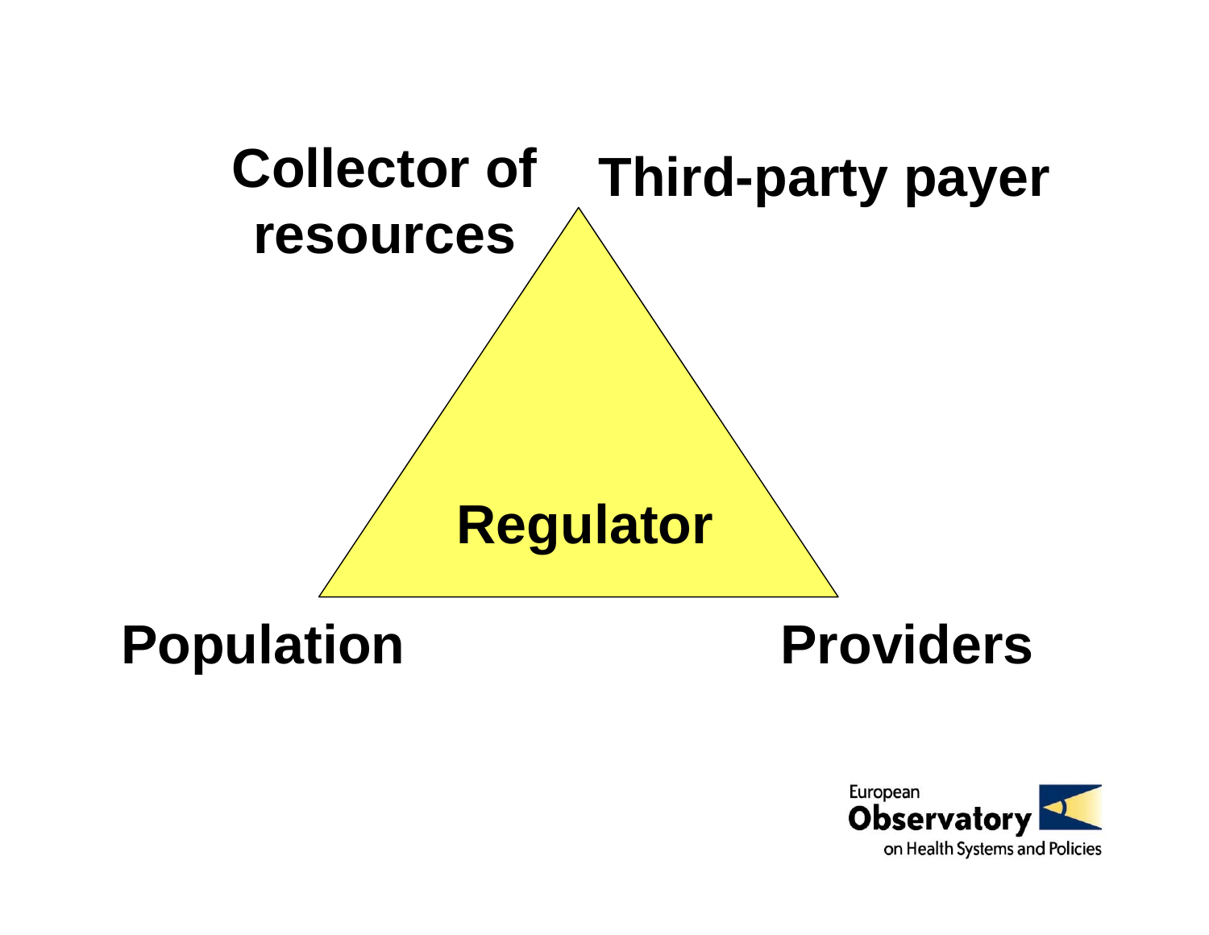Collector of resources

Third-party payer

Regulator

Population

Providers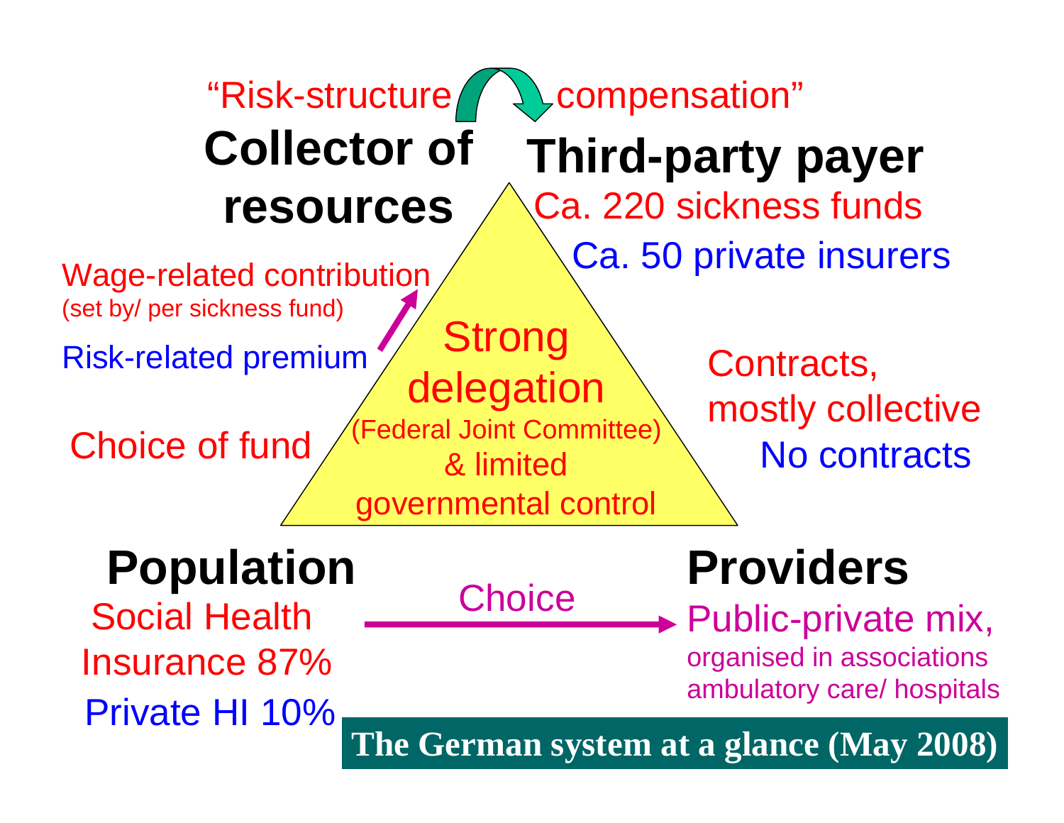# The German system at a glance (May 2008)

"Risk-structure compensation"

**Collector of resources**

- Wage-related contribution (set by/ per sickness fund)
- Risk-related premium
- Choice of fund

**Third-party payer**

- Ca. 220 sickness funds
- Ca. 50 private insurers

Strong delegation (Federal Joint Committee) & limited governmental control

- Contracts, mostly collective
- No contracts

**Population**

- Social Health Insurance 87%
- Private HI 10%

Choice →

**Providers**

Public-private mix, organised in associations ambulatory care/ hospitals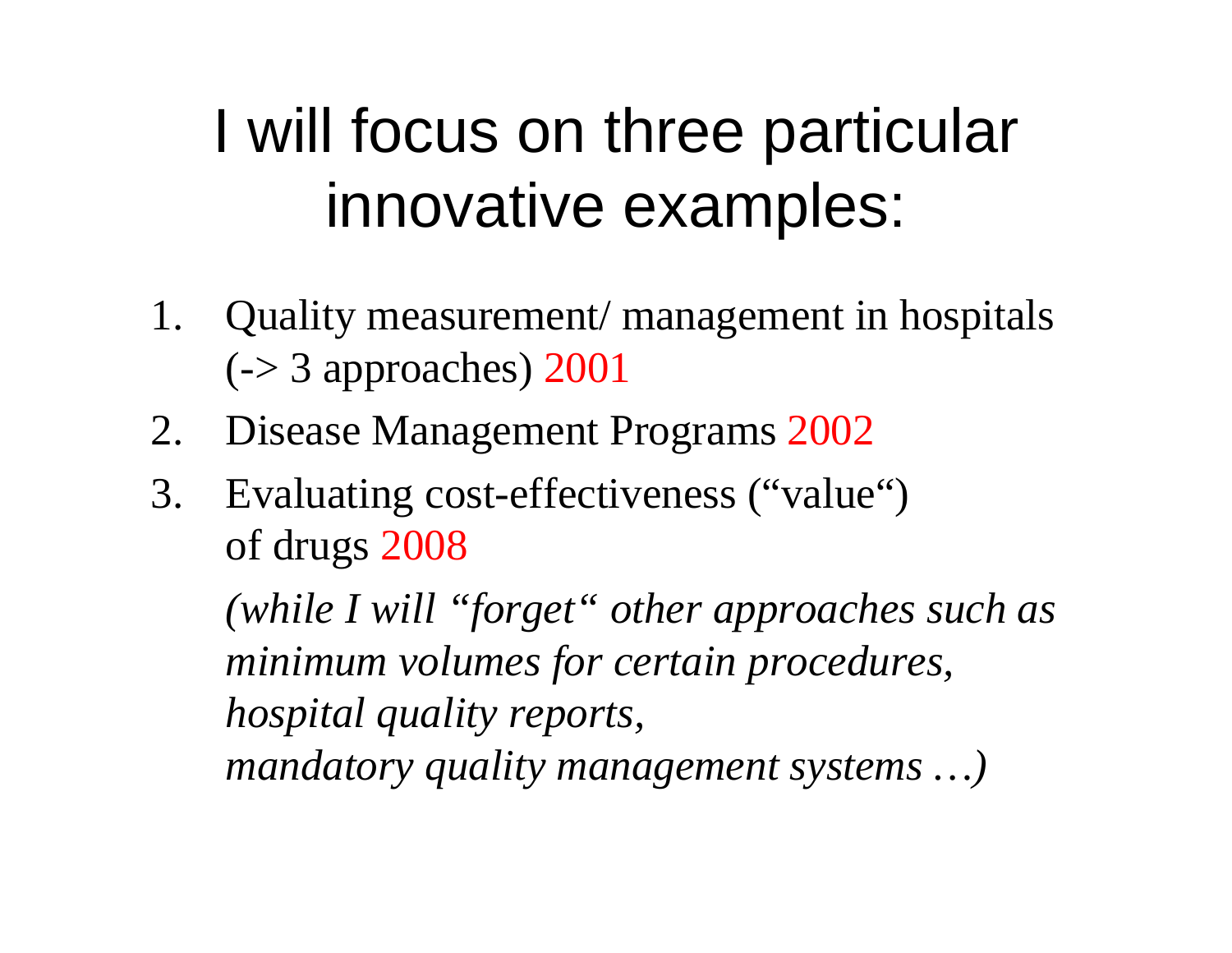# I will focus on three particular innovative examples:

1. Quality measurement/ management in hospitals (-> 3 approaches) 2001
2. Disease Management Programs 2002
3. Evaluating cost-effectiveness (“value“) of drugs 2008

   *(while I will “forget“ other approaches such as minimum volumes for certain procedures, hospital quality reports, mandatory quality management systems …)*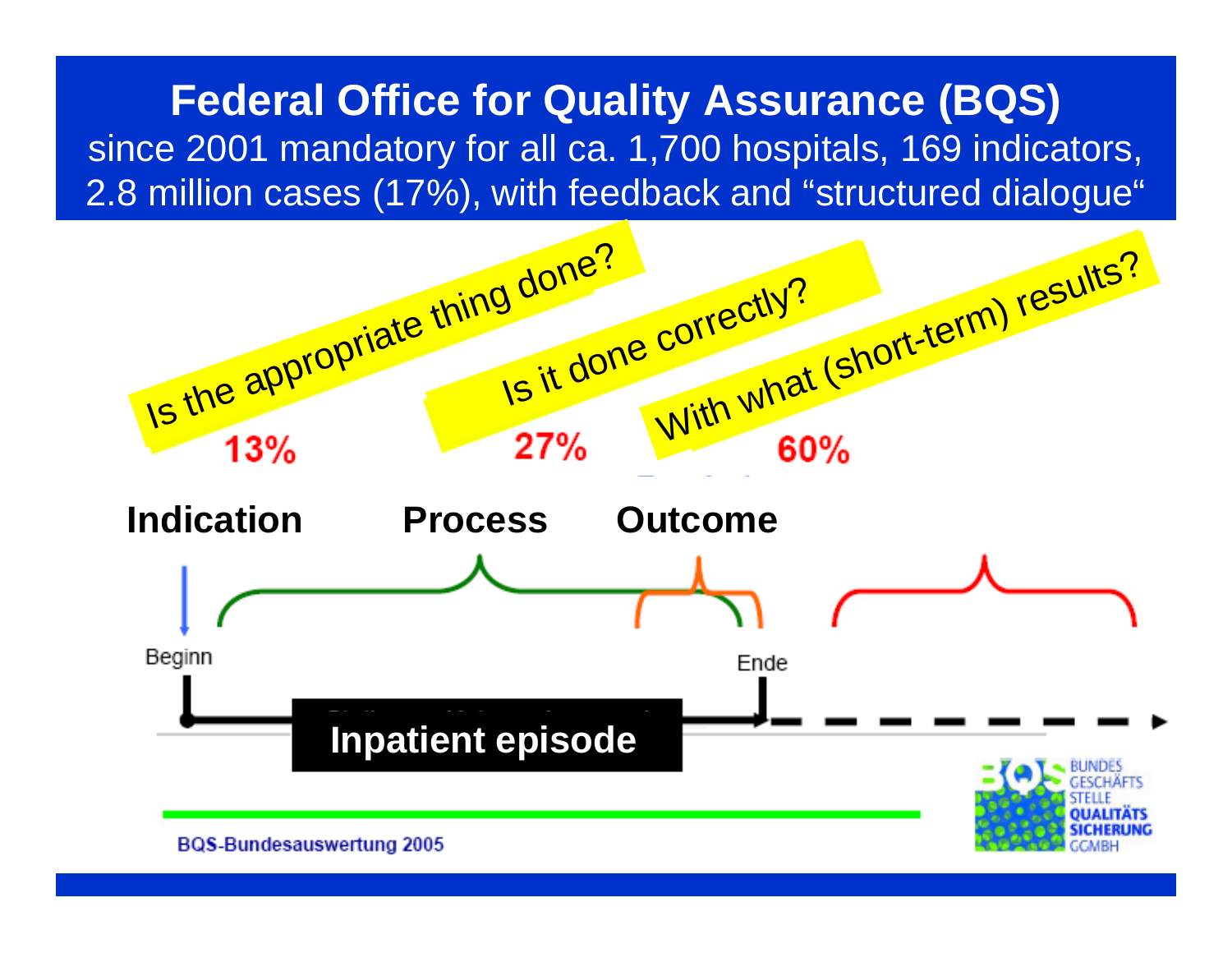# Federal Office for Quality Assurance (BQS)

since 2001 mandatory for all ca. 1,700 hospitals, 169 indicators, 2.8 million cases (17%), with feedback and "structured dialogue"

Is the appropriate thing done?

13%

Is it done correctly?

27%

With what (short-term) results?

60%

**Indication** **Process** **Outcome**

Beginn

Ende

**Inpatient episode**

BUNDES GESCHÄFTS STELLE QUALITÄTS SICHERUNG GGMBH

BQS-Bundesauswertung 2005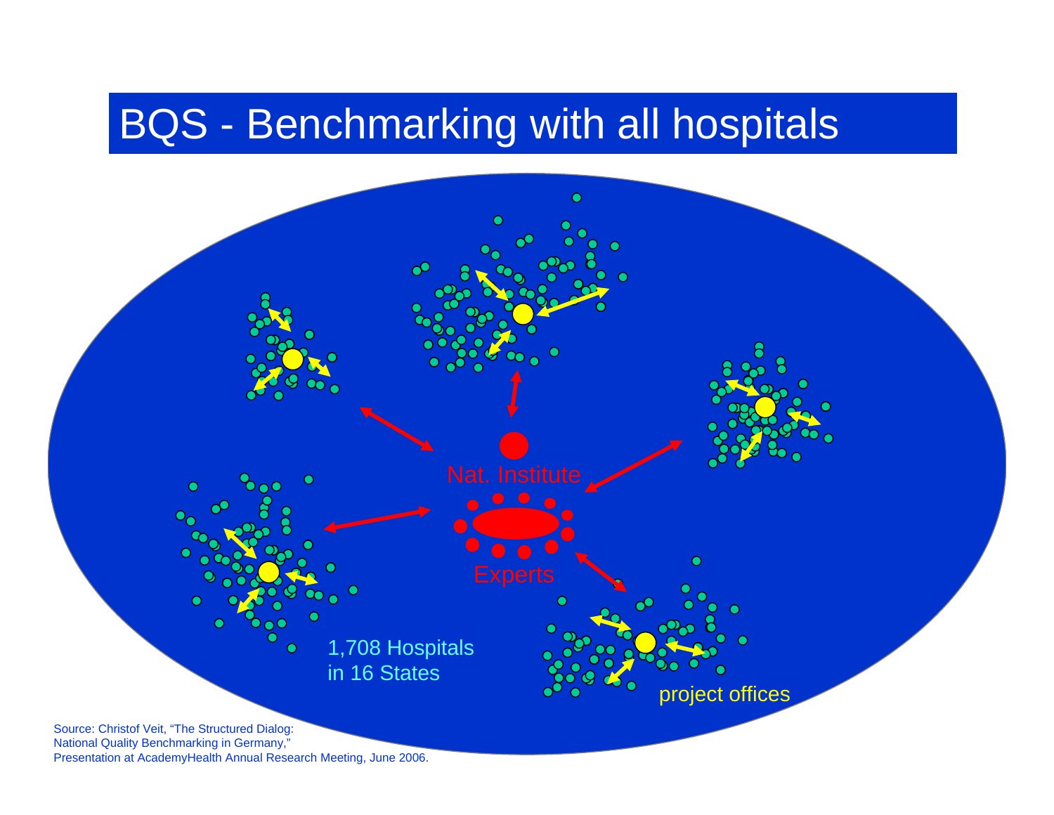# BQS - Benchmarking with all hospitals

Nat. Institute

Experts

1,708 Hospitals
in 16 States

project offices

Source: Christof Veit, "The Structured Dialog:
National Quality Benchmarking in Germany,"
Presentation at AcademyHealth Annual Research Meeting, June 2006.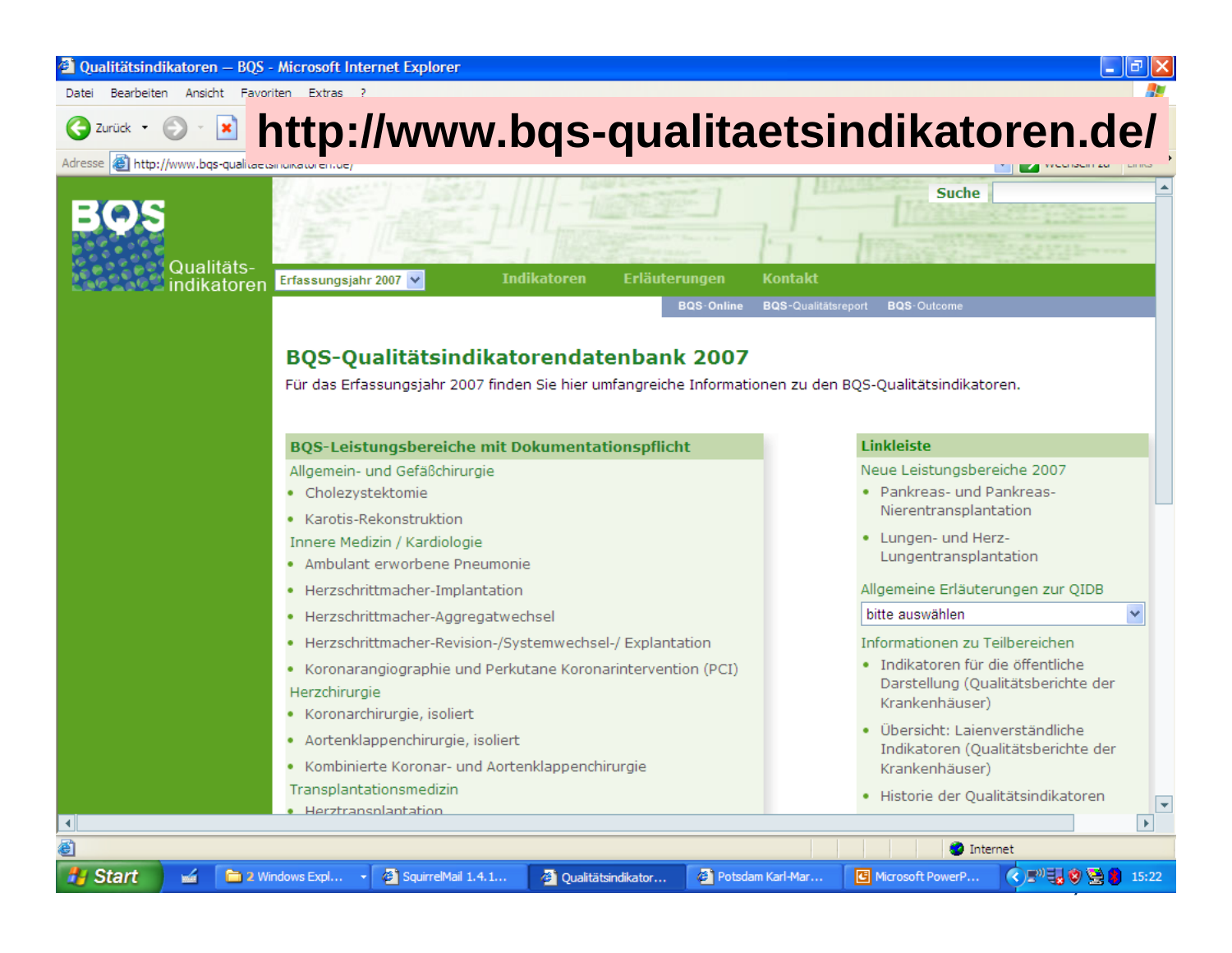# http://www.bqs-qualitaetsindikatoren.de/

Qualitätsindikatoren – BQS - Microsoft Internet Explorer

BQS Qualitäts-indikatoren

Erfassungsjahr 2007 | Indikatoren | Erläuterungen | Kontakt

BQS-Online | BQS-Qualitätsreport | BQS-Outcome

Suche

## BQS-Qualitätsindikatorendatenbank 2007

Für das Erfassungsjahr 2007 finden Sie hier umfangreiche Informationen zu den BQS-Qualitätsindikatoren.

### BQS-Leistungsbereiche mit Dokumentationspflicht

Allgemein- und Gefäßchirurgie

- Cholezystektomie
- Karotis-Rekonstruktion

Innere Medizin / Kardiologie

- Ambulant erworbene Pneumonie
- Herzschrittmacher-Implantation
- Herzschrittmacher-Aggregatwechsel
- Herzschrittmacher-Revision-/Systemwechsel-/ Explantation
- Koronarangiographie und Perkutane Koronarintervention (PCI)

Herzchirurgie

- Koronarchirurgie, isoliert
- Aortenklappenchirurgie, isoliert
- Kombinierte Koronar- und Aortenklappenchirurgie

Transplantationsmedizin

- Herztransplantation

### Linkleiste

Neue Leistungsbereiche 2007

- Pankreas- und Pankreas-Nierentransplantation
- Lungen- und Herz-Lungentransplantation

Allgemeine Erläuterungen zur QIDB

bitte auswählen

Informationen zu Teilbereichen

- Indikatoren für die öffentliche Darstellung (Qualitätsberichte der Krankenhäuser)
- Übersicht: Laienverständliche Indikatoren (Qualitätsberichte der Krankenhäuser)
- Historie der Qualitätsindikatoren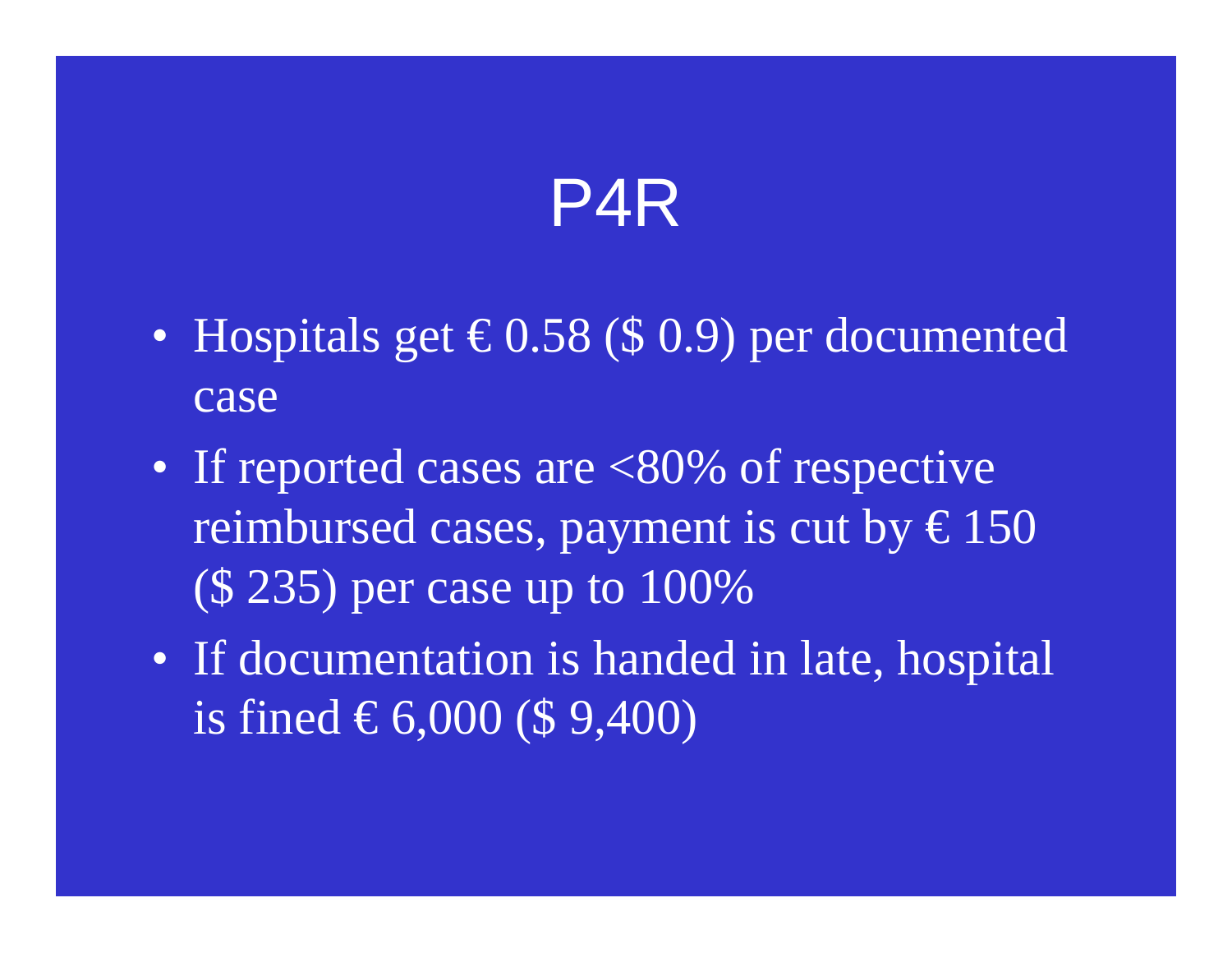# P4R

- Hospitals get € 0.58 ($ 0.9) per documented case
- If reported cases are <80% of respective reimbursed cases, payment is cut by € 150 ($ 235) per case up to 100%
- If documentation is handed in late, hospital is fined € 6,000 ($ 9,400)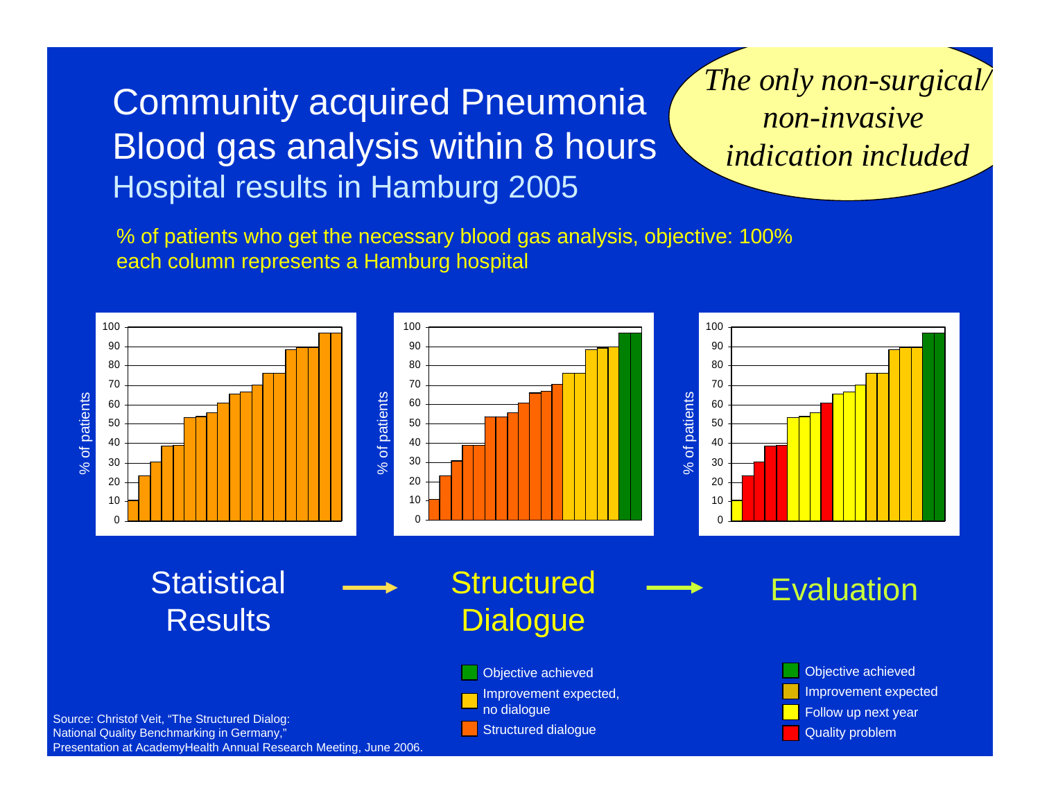# Community acquired Pneumonia Blood gas analysis within 8 hours

## Hospital results in Hamburg 2005

*The only non-surgical/ non-invasive indication included*

% of patients who get the necessary blood gas analysis, objective: 100%
each column represents a Hamburg hospital

Statistical Results → Structured Dialogue → Evaluation

**Structured Dialogue:**

- Objective achieved
- Improvement expected, no dialogue
- Structured dialogue

**Evaluation:**

- Objective achieved
- Improvement expected
- Follow up next year
- Quality problem

Source: Christof Veit, "The Structured Dialog: National Quality Benchmarking in Germany," Presentation at AcademyHealth Annual Research Meeting, June 2006.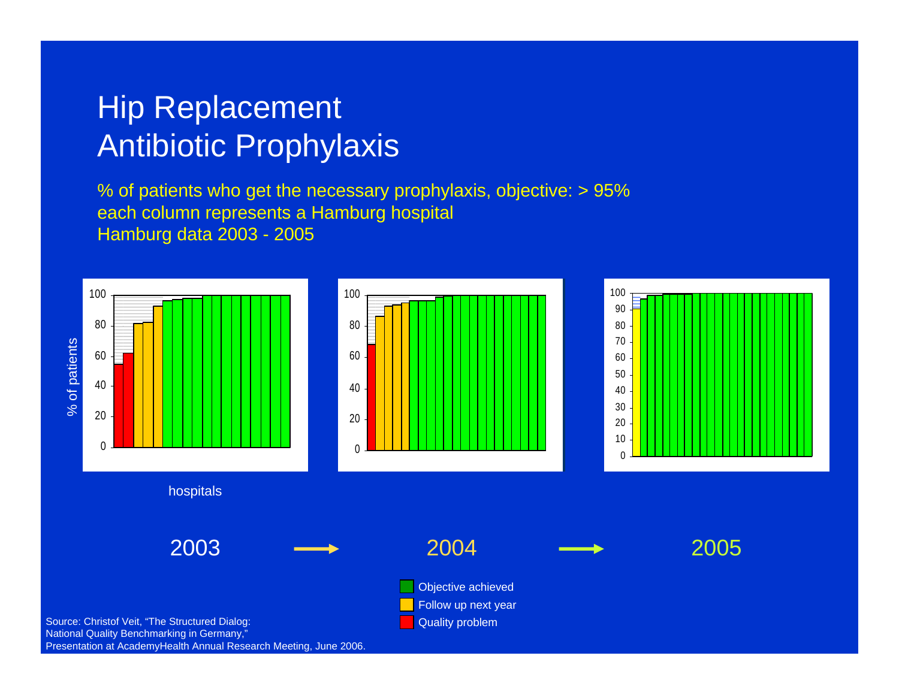# Hip Replacement Antibiotic Prophylaxis

% of patients who get the necessary prophylaxis, objective: > 95%
each column represents a Hamburg hospital
Hamburg data 2003 - 2005

2003 → 2004 → 2005

- Objective achieved
- Follow up next year
- Quality problem

Source: Christof Veit, "The Structured Dialog: National Quality Benchmarking in Germany," Presentation at AcademyHealth Annual Research Meeting, June 2006.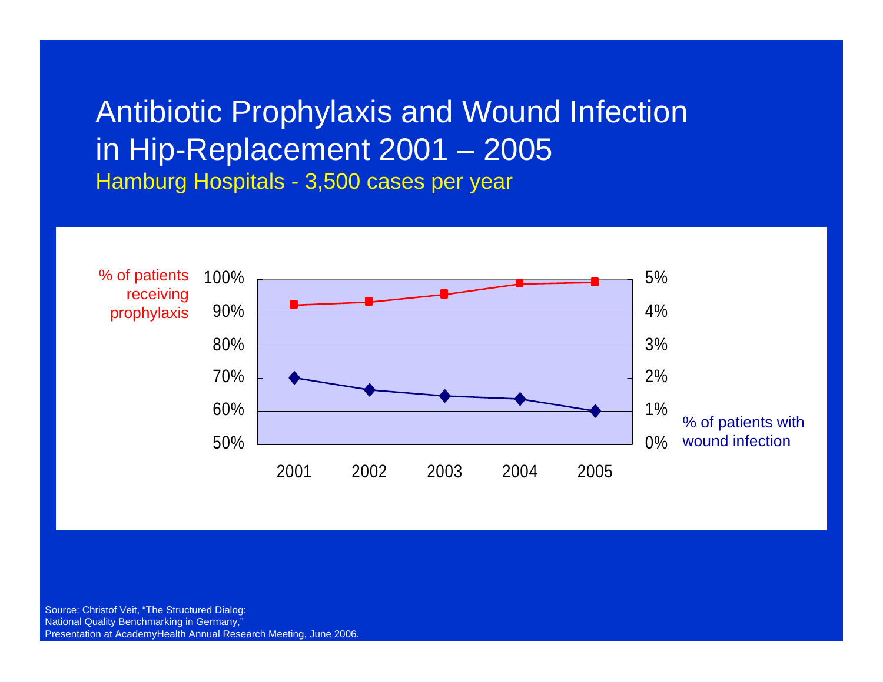# Antibiotic Prophylaxis and Wound Infection in Hip-Replacement 2001 – 2005

## Hamburg Hospitals - 3,500 cases per year

% of patients receiving prophylaxis

100%
90%
80%
70%
60%
50%

5%
4%
3%
2%
1%
0%

% of patients with wound infection

2001 2002 2003 2004 2005

Source: Christof Veit, “The Structured Dialog: National Quality Benchmarking in Germany,” Presentation at AcademyHealth Annual Research Meeting, June 2006.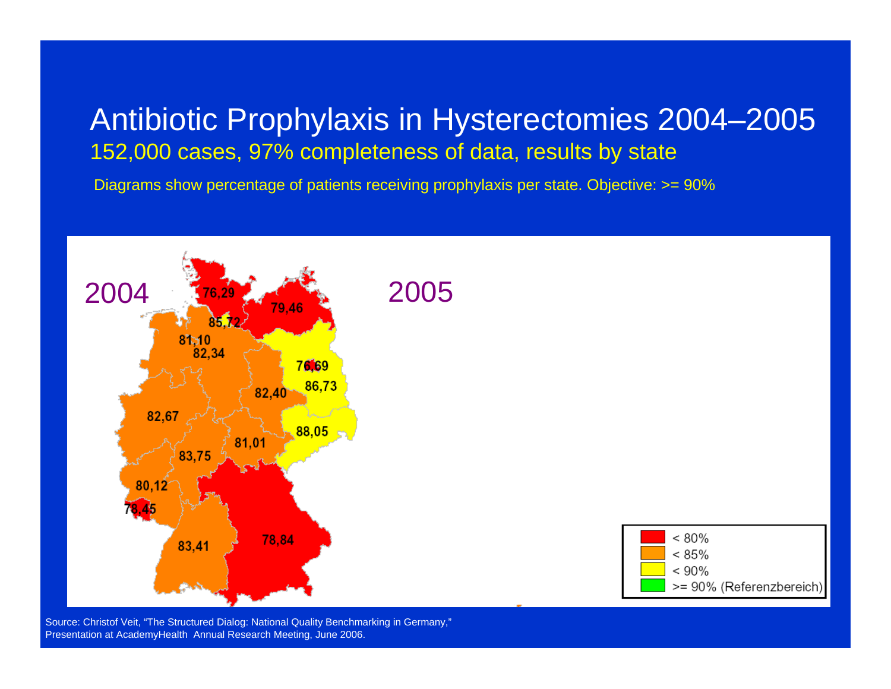# Antibiotic Prophylaxis in Hysterectomies 2004–2005

## 152,000 cases, 97% completeness of data, results by state

Diagrams show percentage of patients receiving prophylaxis per state. Objective: >= 90%

2004

76,29
79,46
85,72
81,10
82,34
76,69
86,73
82,40
82,67
88,05
81,01
83,75
80,12
78,45
78,84
83,41

2005

- < 80%
- < 85%
- < 90%
- >= 90% (Referenzbereich)

Source: Christof Veit, "The Structured Dialog: National Quality Benchmarking in Germany," Presentation at AcademyHealth Annual Research Meeting, June 2006.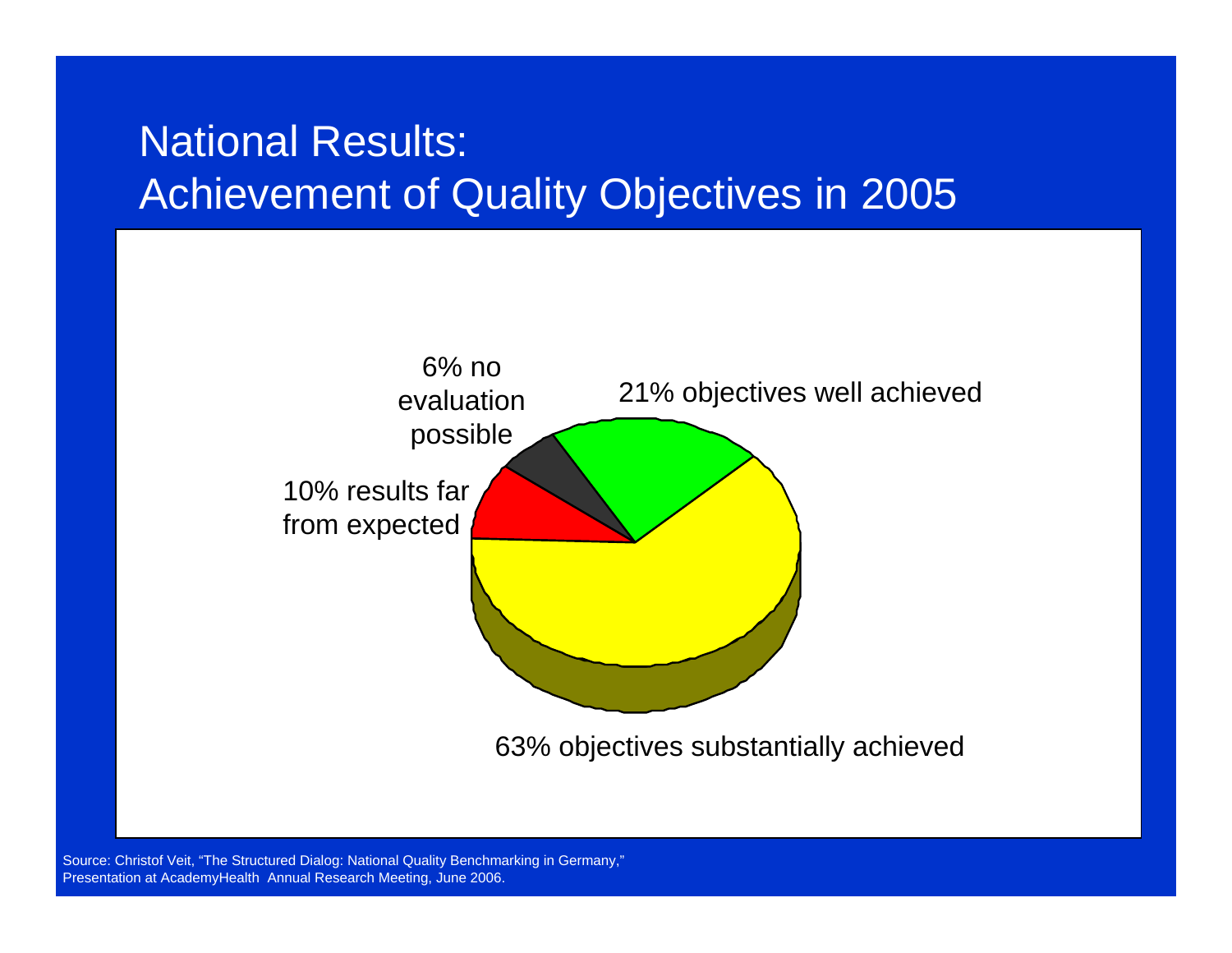# National Results: Achievement of Quality Objectives in 2005

6% no evaluation possible

21% objectives well achieved

10% results far from expected

63% objectives substantially achieved

Source: Christof Veit, "The Structured Dialog: National Quality Benchmarking in Germany," Presentation at AcademyHealth Annual Research Meeting, June 2006.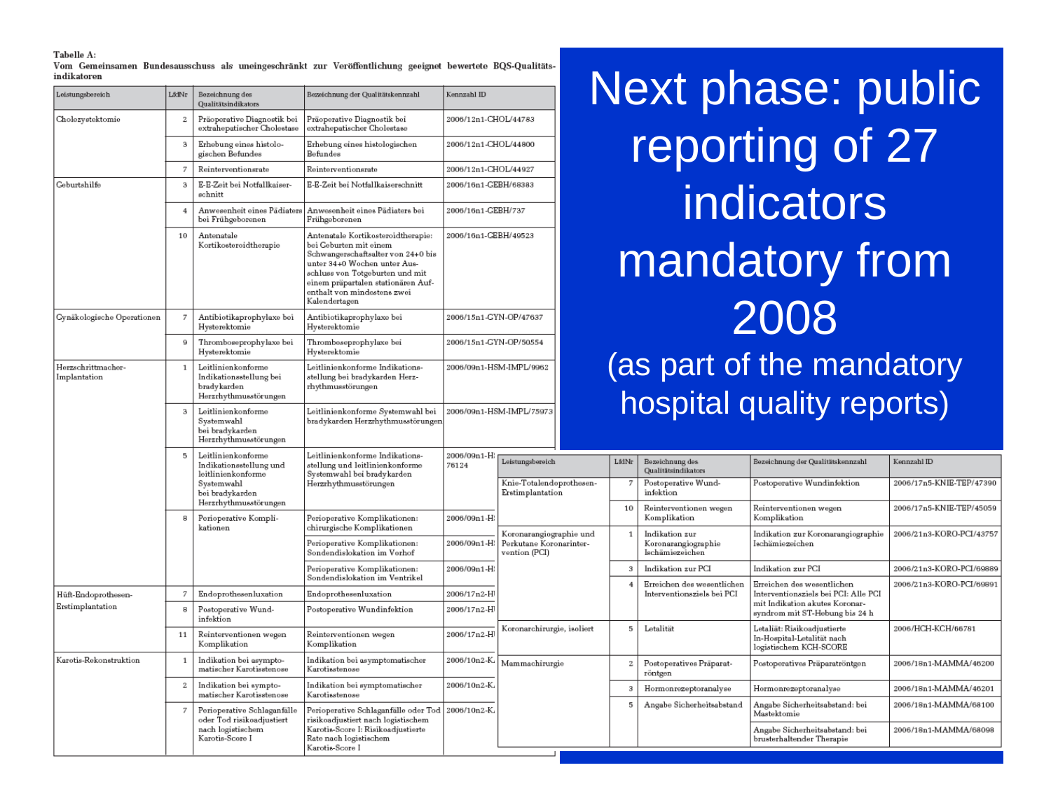# Next phase: public reporting of 27 indicators mandatory from 2008

(as part of the mandatory hospital quality reports)

**Tabelle A:**
**Vom Gemeinsamen Bundesausschuss als uneingeschränkt zur Veröffentlichung geeignet bewertete BQS-Qualitätsindikatoren**

| Leistungsbereich | LfdNr | Bezeichnung des Qualitätsindikators | Bezeichnung der Qualitätskennzahl | Kennzahl ID |
|---|---|---|---|---|
| Cholezystektomie | 2 | Präoperative Diagnostik bei extrahepatischer Cholestase | Präoperative Diagnostik bei extrahepatischer Cholestase | 2006/12n1-CHOL/44783 |
| | 3 | Erhebung eines histologischen Befundes | Erhebung eines histologischen Befundes | 2006/12n1-CHOL/44800 |
| | 7 | Reinterventionsrate | Reinterventionsrate | 2006/12n1-CHOL/44927 |
| Geburtshilfe | 3 | E-E-Zeit bei Notfallkaiserschnitt | E-E-Zeit bei Notfallkaiserschnitt | 2006/16n1-GEBH/68383 |
| | 4 | Anwesenheit eines Pädiaters bei Frühgeborenen | Anwesenheit eines Pädiaters bei Frühgeborenen | 2006/16n1-GEBH/737 |
| | 10 | Antenatale Kortikosteroidtherapie | Antenatale Kortikosteroidtherapie: bei Geburten mit einem Schwangerschaftsalter von 24+0 bis unter 34+0 Wochen unter Ausschluss von Totgeburten und mit einem präpartalen stationären Aufenthalt von mindestens zwei Kalendertagen | 2006/16n1-GEBH/49523 |
| Gynäkologische Operationen | 7 | Antibiotikaprophylaxe bei Hysterektomie | Antibiotikaprophylaxe bei Hysterektomie | 2006/15n1-GYN-OP/47637 |
| | 9 | Thromboseprophylaxe bei Hysterektomie | Thromboseprophylaxe bei Hysterektomie | 2006/15n1-GYN-OP/50554 |
| Herzschrittmacher-Implantation | 1 | Leitlinienkonforme Indikationsstellung bei bradykarden Herzrhythmusstörungen | Leitlinienkonforme Indikationsstellung bei bradykarden Herzrhythmusstörungen | 2006/09n1-HSM-IMPL/9962 |
| | 3 | Leitlinienkonforme Systemwahl bei bradykarden Herzrhythmusstörungen | Leitlinienkonforme Systemwahl bei bradykarden Herzrhythmusstörungen | 2006/09n1-HSM-IMPL/75973 |
| | 5 | Leitlinienkonforme Indikationsstellung und leitlinienkonforme Systemwahl bei bradykarden Herzrhythmusstörungen | Leitlinienkonforme Indikationsstellung und leitlinienkonforme Systemwahl bei bradykarden Herzrhythmusstörungen | 2006/09n1-H... 76124 |
| | 8 | Perioperative Komplikationen | Perioperative Komplikationen: chirurgische Komplikationen | 2006/09n1-H... |
| | | | Perioperative Komplikationen: Sondendislokation im Vorhof | 2006/09n1-H... |
| | | | Perioperative Komplikationen: Sondendislokation im Ventrikel | 2006/09n1-H... |
| Hüft-Endoprothesen-Erstimplantation | 7 | Endoprothesenluxation | Endoprothesenluxation | 2006/17n2-H... |
| | 8 | Postoperative Wundinfektion | Postoperative Wundinfektion | 2006/17n2-H... |
| | 11 | Reinterventionen wegen Komplikation | Reinterventionen wegen Komplikation | 2006/17n2-H... |
| Karotis-Rekonstruktion | 1 | Indikation bei asymptomatischer Karotisstenose | Indikation bei asymptomatischer Karotisstenose | 2006/10n2-K... |
| | 2 | Indikation bei symptomatischer Karotisstenose | Indikation bei symptomatischer Karotisstenose | 2006/10n2-K... |
| | 7 | Perioperative Schlaganfälle oder Tod risikoadjustiert nach logistischem Karotis-Score I | Perioperative Schlaganfälle oder Tod risikoadjustiert nach logistischem Karotis-Score I: Risikoadjustierte Rate nach logistischem Karotis-Score I | 2006/10n2-K... |
| Knie-Totalendoprothesen-Erstimplantation | 7 | Postoperative Wundinfektion | Postoperative Wundinfektion | 2006/17n5-KNIE-TEP/47390 |
| | 10 | Reinterventionen wegen Komplikation | Reinterventionen wegen Komplikation | 2006/17n5-KNIE-TEP/45059 |
| Koronarangiographie und Perkutane Koronarintervention (PCI) | 1 | Indikation zur Koronarangiographie Ischämiezeichen | Indikation zur Koronarangiographie Ischämiezeichen | 2006/21n3-KORO-PCI/43757 |
| | 3 | Indikation zur PCI | Indikation zur PCI | 2006/21n3-KORO-PCI/69889 |
| | 4 | Erreichen des wesentlichen Interventionsziels bei PCI | Erreichen des wesentlichen Interventionsziels bei PCI: Alle PCI mit Indikation akutes Koronarsyndrom mit ST-Hebung bis 24 h | 2006/21n3-KORO-PCI/69891 |
| Koronarchirurgie, isoliert | 5 | Letalität | Letalität: Risikoadjustierte In-Hospital-Letalität nach logistischem KCH-SCORE | 2006/HCH-KCH/66781 |
| Mammachirurgie | 2 | Postoperatives Präparatröntgen | Postoperatives Präparatröntgen | 2006/18n1-MAMMA/46200 |
| | 3 | Hormonrezeptoranalyse | Hormonrezeptoranalyse | 2006/18n1-MAMMA/46201 |
| | 5 | Angabe Sicherheitsabstand | Angabe Sicherheitsabstand: bei Mastektomie | 2006/18n1-MAMMA/68100 |
| | | | Angabe Sicherheitsabstand: bei brusterhaltender Therapie | 2006/18n1-MAMMA/68098 |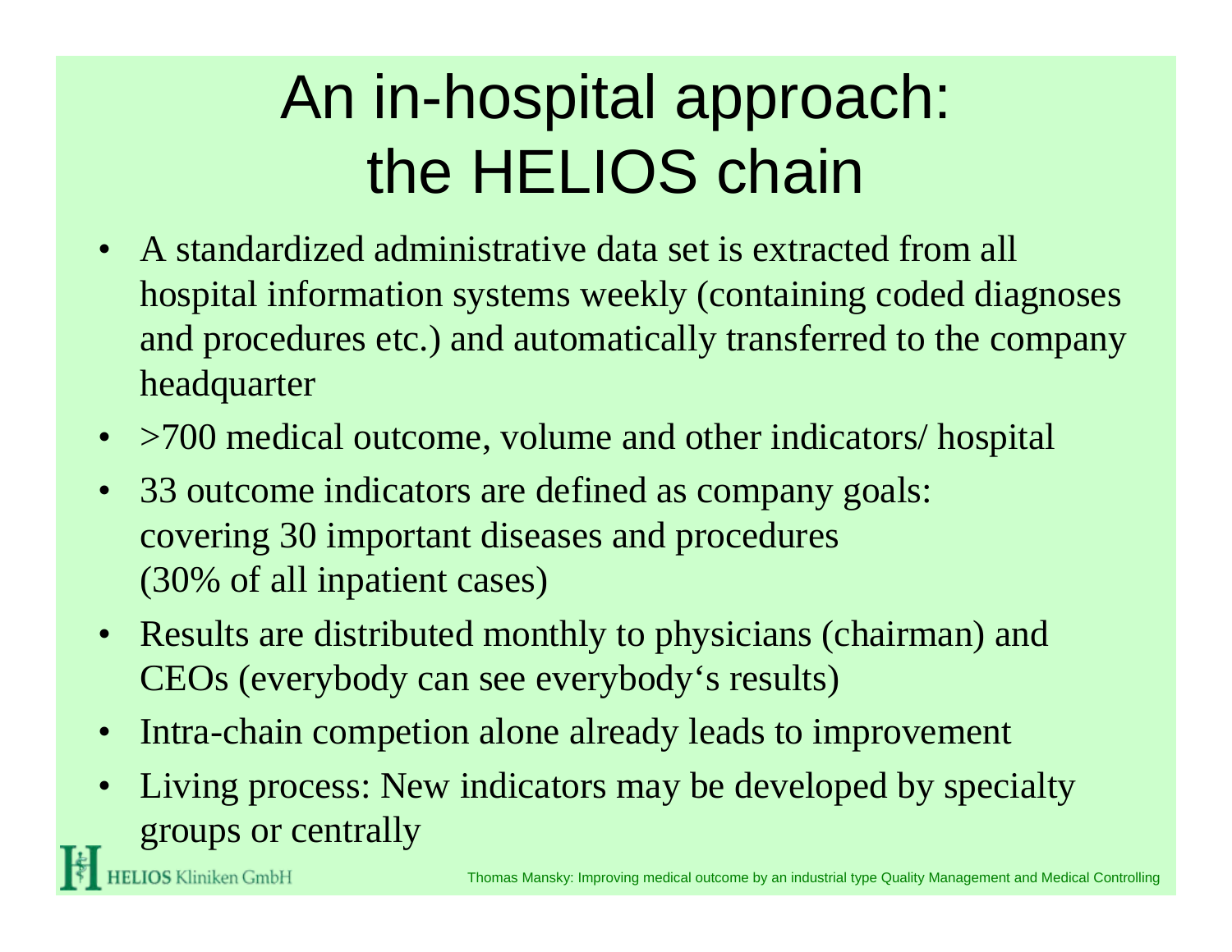# An in-hospital approach: the HELIOS chain

- A standardized administrative data set is extracted from all hospital information systems weekly (containing coded diagnoses and procedures etc.) and automatically transferred to the company headquarter
- >700 medical outcome, volume and other indicators/ hospital
- 33 outcome indicators are defined as company goals: covering 30 important diseases and procedures (30% of all inpatient cases)
- Results are distributed monthly to physicians (chairman) and CEOs (everybody can see everybody‘s results)
- Intra-chain competion alone already leads to improvement
- Living process: New indicators may be developed by specialty groups or centrally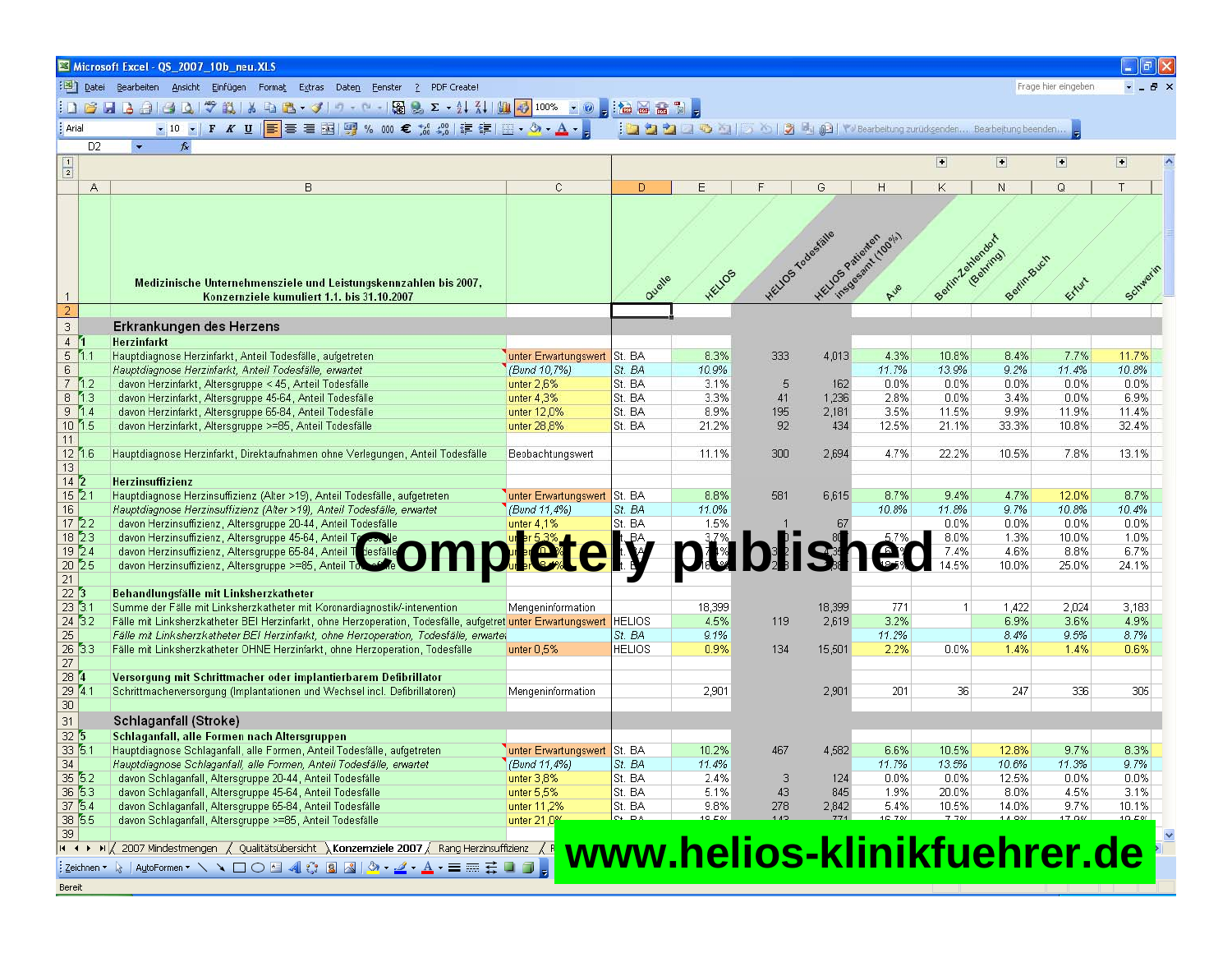| | | Medizinische Unternehmensziele und Leistungskennzahlen bis 2007, Konzernziele kumuliert 1.1. bis 31.10.2007 | | Quelle | HELIOS | HELIOS Todesfälle | HELIOS Patienten insgesamt (100%) | Aue | Berlin-Zehlendorf (Behring) | Berlin-Buch | Erfurt | Schwerin |
|---|---|---|---|---|---|---|---|---|---|---|---|---|
| 3 | | **Erkrankungen des Herzens** | | | | | | | | | | |
| 4 | 1 | **Herzinfarkt** | | | | | | | | | | |
| 5 | 1.1 | Hauptdiagnose Herzinfarkt, Anteil Todesfälle, aufgetreten | unter Erwartungswert | St. BA | 8.3% | 333 | 4,013 | 4.3% | 10.8% | 8.4% | 7.7% | 11.7% |
| 6 | | *Hauptdiagnose Herzinfarkt, Anteil Todesfälle, erwartet* | *(Bund 10,7%)* | *St. BA* | *10.9%* | | | *11.7%* | *13.9%* | *9.2%* | *11.4%* | *10.8%* |
| 7 | 1.2 | davon Herzinfarkt, Altersgruppe < 45, Anteil Todesfälle | unter 2,6% | St. BA | 3.1% | 5 | 162 | 0.0% | 0.0% | 0.0% | 0.0% | 0.0% |
| 8 | 1.3 | davon Herzinfarkt, Altersgruppe 45-64, Anteil Todesfälle | unter 4,3% | St. BA | 3.3% | 41 | 1,236 | 2.8% | 0.0% | 3.4% | 0.0% | 6.9% |
| 9 | 1.4 | davon Herzinfarkt, Altersgruppe 65-84, Anteil Todesfälle | unter 12,0% | St. BA | 8.9% | 195 | 2,181 | 3.5% | 11.5% | 9.9% | 11.9% | 11.4% |
| 10 | 1.5 | davon Herzinfarkt, Altersgruppe >=85, Anteil Todesfälle | unter 28,8% | St. BA | 21.2% | 92 | 434 | 12.5% | 21.1% | 33.3% | 10.8% | 32.4% |
| 11 | | | | | | | | | | | | |
| 12 | 1.6 | Hauptdiagnose Herzinfarkt, Direktaufnahmen ohne Verlegungen, Anteil Todesfälle | Beobachtungswert | | 11.1% | 300 | 2,694 | 4.7% | 22.2% | 10.5% | 7.8% | 13.1% |
| 13 | | | | | | | | | | | | |
| 14 | 2 | **Herzinsuffizienz** | | | | | | | | | | |
| 15 | 2.1 | Hauptdiagnose Herzinsuffizienz (Alter >19), Anteil Todesfälle, aufgetreten | unter Erwartungswert | St. BA | 8.8% | 581 | 6,615 | 8.7% | 9.4% | 4.7% | 12.0% | 8.7% |
| 16 | | *Hauptdiagnose Herzinsuffizienz (Alter >19), Anteil Todesfälle, erwartet* | *(Bund 11,4%)* | *St. BA* | *11.0%* | | | *10.8%* | *11.8%* | *9.7%* | *10.8%* | *10.4%* |
| 17 | 2.2 | davon Herzinsuffizienz, Altersgruppe 20-44, Anteil Todesfälle | unter 4,1% | St. BA | 1.5% | 1 | 67 | | 0.0% | 0.0% | 0.0% | 0.0% |
| 18 | 2.3 | davon Herzinsuffizienz, Altersgruppe 45-64, Anteil Todesfälle | unter 5,3% | St. BA | 3.7% | | | | 8.0% | 1.3% | 10.0% | 1.0% |
| 19 | 2.4 | davon Herzinsuffizienz, Altersgruppe 65-84, Anteil Todesfälle | | St. BA | | | | | 7.4% | 4.6% | 8.8% | 6.7% |
| 20 | 2.5 | davon Herzinsuffizienz, Altersgruppe >=85, Anteil Todesfälle | | St. BA | | | | | 14.5% | 10.0% | 25.0% | 24.1% |
| 21 | | | | | | | | | | | | |
| 22 | 3 | **Behandlungsfälle mit Linksherzkatheter** | | | | | | | | | | |
| 23 | 3.1 | Summe der Fälle mit Linksherzkatheter mit Koronardiagnostik/-intervention | Mengeninformation | | 18,399 | | 18,399 | 771 | 1 | 1,422 | 2,024 | 3,183 |
| 24 | 3.2 | Fälle mit Linksherzkatheter BEI Herzinfarkt, ohne Herzoperation, Todesfälle, aufgetret | unter Erwartungswert | HELIOS | 4.5% | 119 | 2,619 | 3.2% | | 6.9% | 3.6% | 4.9% |
| 25 | | *Fälle mit Linksherzkatheter BEI Herzinfarkt, ohne Herzoperation, Todesfälle, erwarte* | | *St. BA* | *9.1%* | | | *11.2%* | | *8.4%* | *9.5%* | *8.7%* |
| 26 | 3.3 | Fälle mit Linksherzkatheter OHNE Herzinfarkt, ohne Herzoperation, Todesfälle | unter 0,5% | HELIOS | 0.9% | 134 | 15,501 | 2.2% | 0.0% | 1.4% | 1.4% | 0.6% |
| 27 | | | | | | | | | | | | |
| 28 | 4 | **Versorgung mit Schrittmacher oder implantierbarem Defibrillator** | | | | | | | | | | |
| 29 | 4.1 | Schrittmacherversorgung (Implantationen und Wechsel incl. Defibrillatoren) | Mengeninformation | | 2,901 | | 2,901 | 201 | 36 | 247 | 336 | 305 |
| 30 | | | | | | | | | | | | |
| 31 | | **Schlaganfall (Stroke)** | | | | | | | | | | |
| 32 | 5 | **Schlaganfall, alle Formen nach Altersgruppen** | | | | | | | | | | |
| 33 | 5.1 | Hauptdiagnose Schlaganfall, alle Formen, Anteil Todesfälle, aufgetreten | unter Erwartungswert | St. BA | 10.2% | 467 | 4,582 | 6.6% | 10.5% | 12.8% | 9.7% | 8.3% |
| 34 | | *Hauptdiagnose Schlaganfall, alle Formen, Anteil Todesfälle, erwartet* | *(Bund 11,4%)* | *St. BA* | *11.4%* | | | *11.7%* | *13.5%* | *10.6%* | *11.3%* | *9.7%* |
| 35 | 5.2 | davon Schlaganfall, Altersgruppe 20-44, Anteil Todesfälle | unter 3,8% | St. BA | 2.4% | 3 | 124 | 0.0% | 0.0% | 12.5% | 0.0% | 0.0% |
| 36 | 5.3 | davon Schlaganfall, Altersgruppe 45-64, Anteil Todesfälle | unter 5,5% | St. BA | 5.1% | 43 | 845 | 1.9% | 20.0% | 8.0% | 4.5% | 3.1% |
| 37 | 5.4 | davon Schlaganfall, Altersgruppe 65-84, Anteil Todesfälle | unter 11,2% | St. BA | 9.8% | 278 | 2,842 | 5.4% | 10.5% | 14.0% | 9.7% | 10.1% |
| 38 | 5.5 | davon Schlaganfall, Altersgruppe >=85, Anteil Todesfälle | unter 21,0% | St. BA | | | | | | | | |

**Completely published**

**www.helios-klinikfuehrer.de**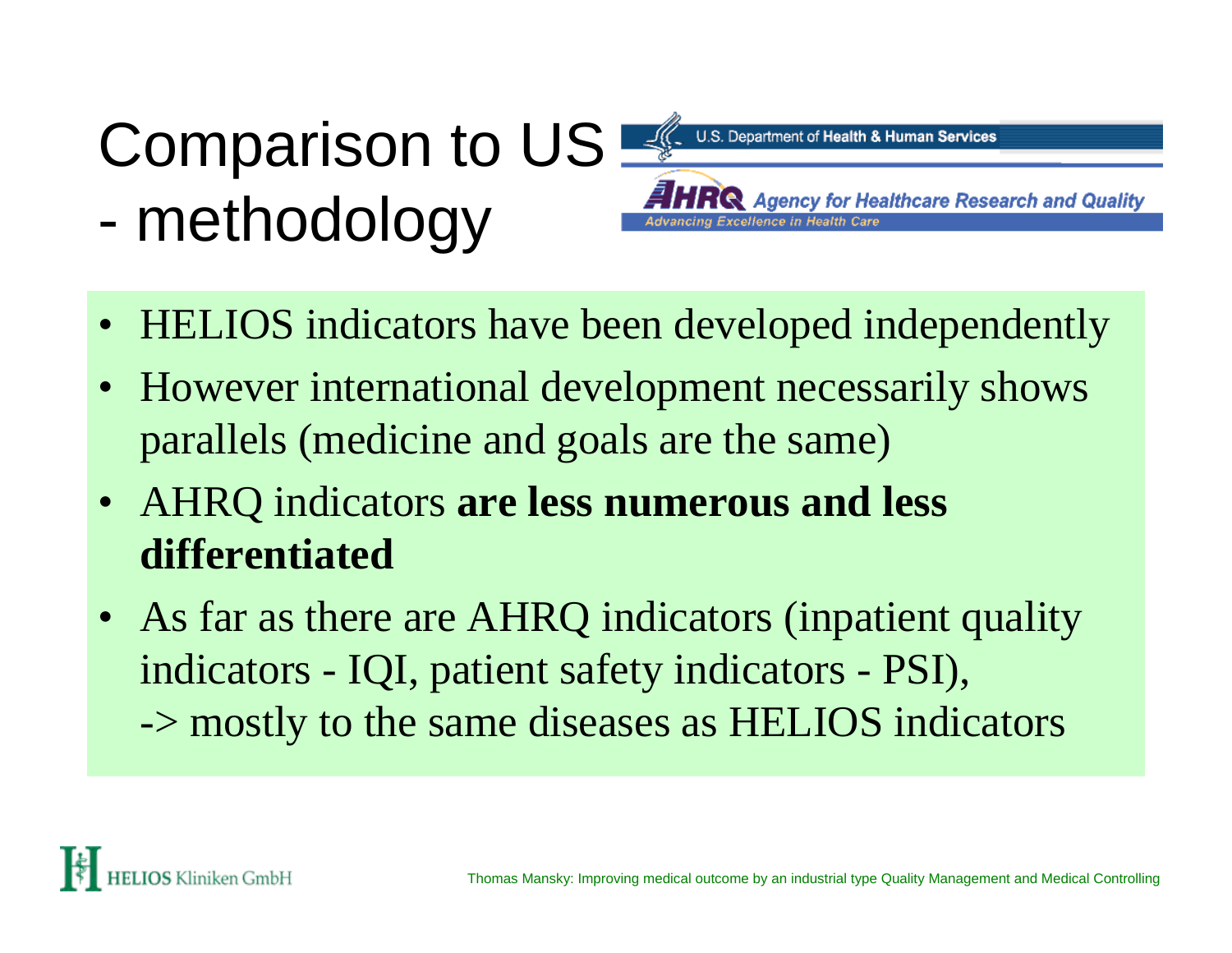# Comparison to US - methodology

- HELIOS indicators have been developed independently
- However international development necessarily shows parallels (medicine and goals are the same)
- AHRQ indicators **are less numerous and less differentiated**
- As far as there are AHRQ indicators (inpatient quality indicators - IQI, patient safety indicators - PSI), -> mostly to the same diseases as HELIOS indicators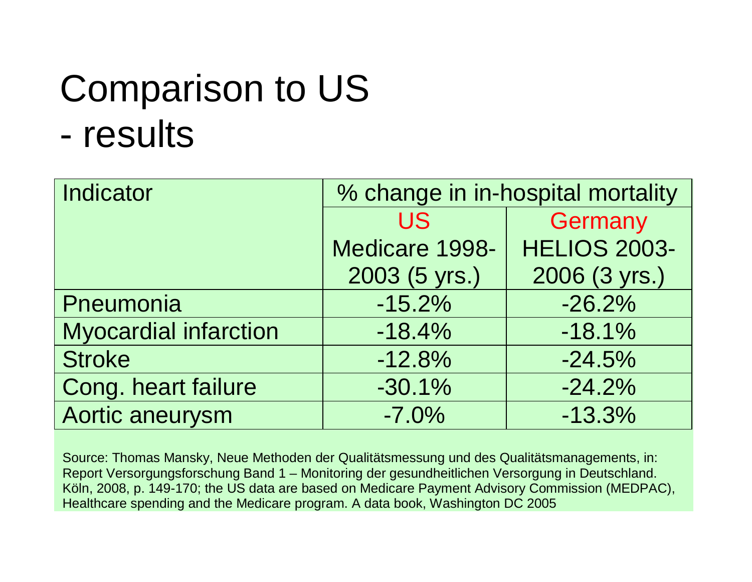# Comparison to US - results

| Indicator | % change in in-hospital mortality | |
|---|---|---|
| | US Medicare 1998-2003 (5 yrs.) | Germany HELIOS 2003-2006 (3 yrs.) |
| Pneumonia | -15.2% | -26.2% |
| Myocardial infarction | -18.4% | -18.1% |
| Stroke | -12.8% | -24.5% |
| Cong. heart failure | -30.1% | -24.2% |
| Aortic aneurysm | -7.0% | -13.3% |

Source: Thomas Mansky, Neue Methoden der Qualitätsmessung und des Qualitätsmanagements, in: Report Versorgungsforschung Band 1 – Monitoring der gesundheitlichen Versorgung in Deutschland. Köln, 2008, p. 149-170; the US data are based on Medicare Payment Advisory Commission (MEDPAC), Healthcare spending and the Medicare program. A data book, Washington DC 2005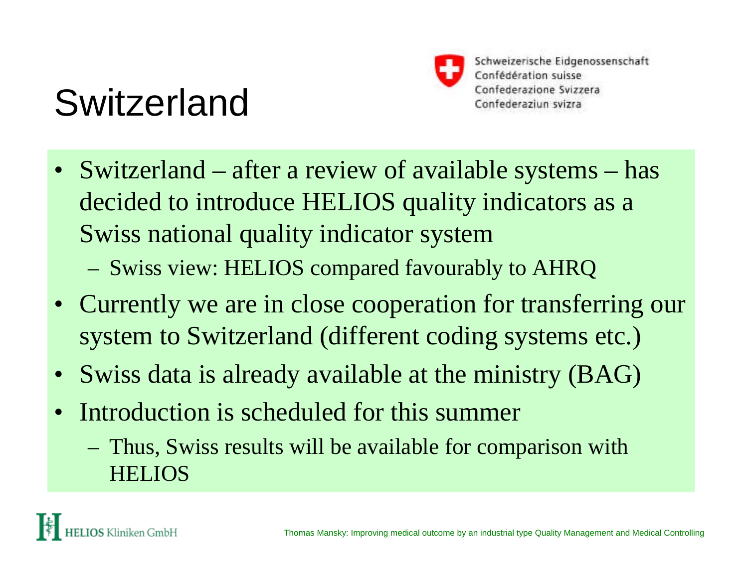# Switzerland

Schweizerische Eidgenossenschaft
Confédération suisse
Confederazione Svizzera
Confederaziun svizra

- Switzerland – after a review of available systems – has decided to introduce HELIOS quality indicators as a Swiss national quality indicator system
  - Swiss view: HELIOS compared favourably to AHRQ
- Currently we are in close cooperation for transferring our system to Switzerland (different coding systems etc.)
- Swiss data is already available at the ministry (BAG)
- Introduction is scheduled for this summer
  - Thus, Swiss results will be available for comparison with HELIOS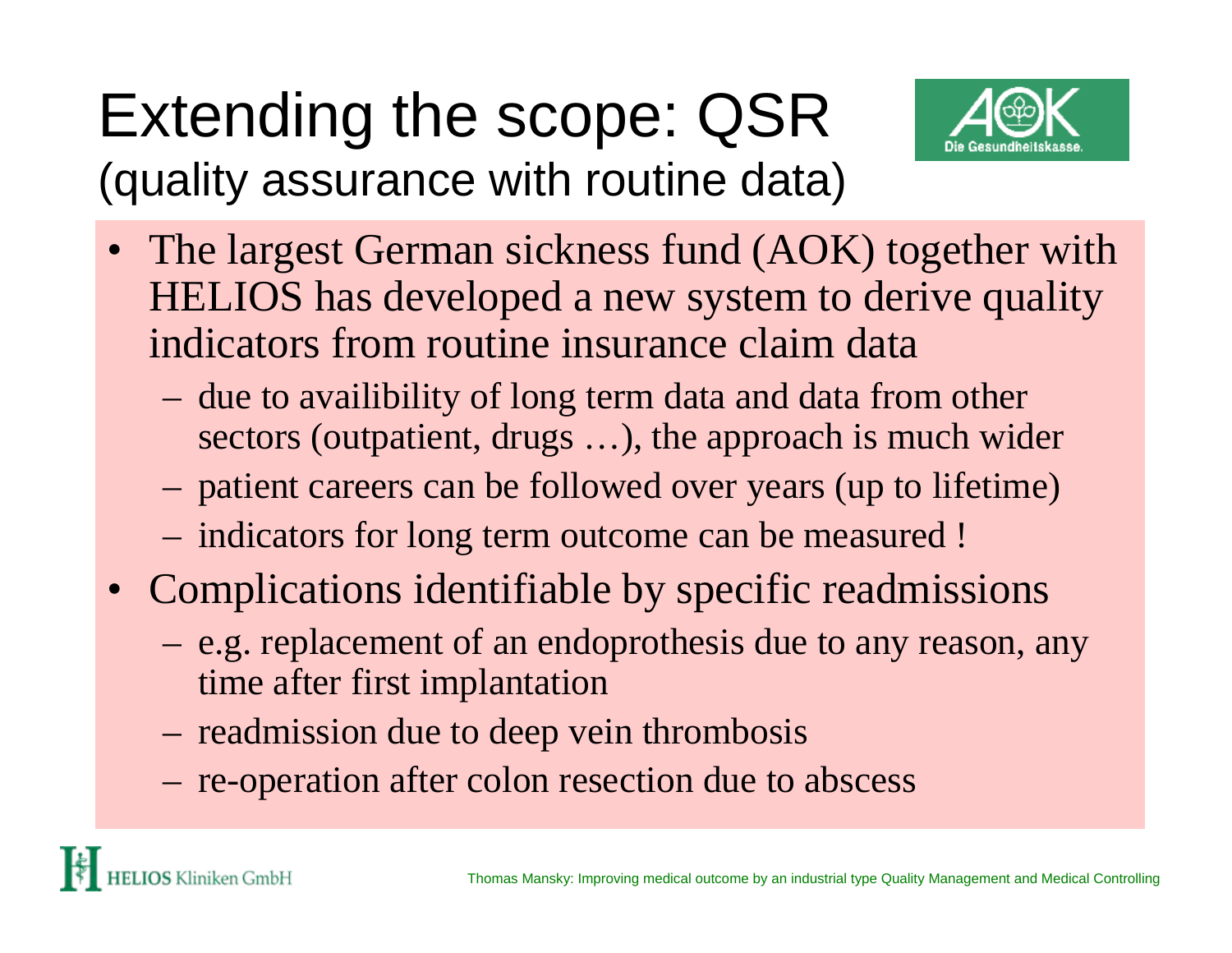# Extending the scope: QSR
## (quality assurance with routine data)

- The largest German sickness fund (AOK) together with HELIOS has developed a new system to derive quality indicators from routine insurance claim data
  - due to availibility of long term data and data from other sectors (outpatient, drugs …), the approach is much wider
  - patient careers can be followed over years (up to lifetime)
  - indicators for long term outcome can be measured !
- Complications identifiable by specific readmissions
  - e.g. replacement of an endoprothesis due to any reason, any time after first implantation
  - readmission due to deep vein thrombosis
  - re-operation after colon resection due to abscess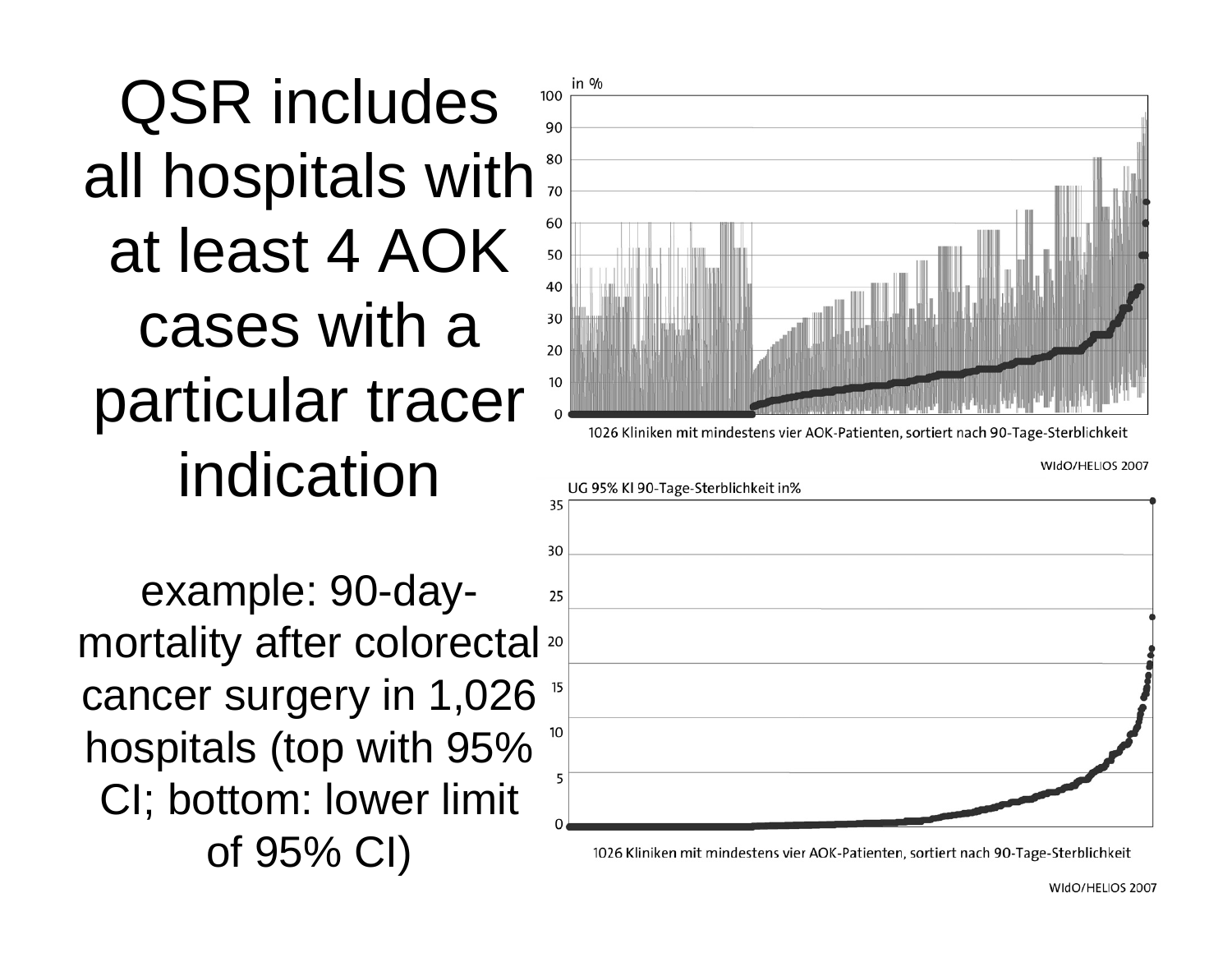# QSR includes all hospitals with at least 4 AOK cases with a particular tracer indication

example: 90-day-mortality after colorectal cancer surgery in 1,026 hospitals (top with 95% CI; bottom: lower limit of 95% CI)

in %

1026 Kliniken mit mindestens vier AOK-Patienten, sortiert nach 90-Tage-Sterblichkeit

WIdO/HELIOS 2007

UG 95% KI 90-Tage-Sterblichkeit in%

1026 Kliniken mit mindestens vier AOK-Patienten, sortiert nach 90-Tage-Sterblichkeit

WIdO/HELIOS 2007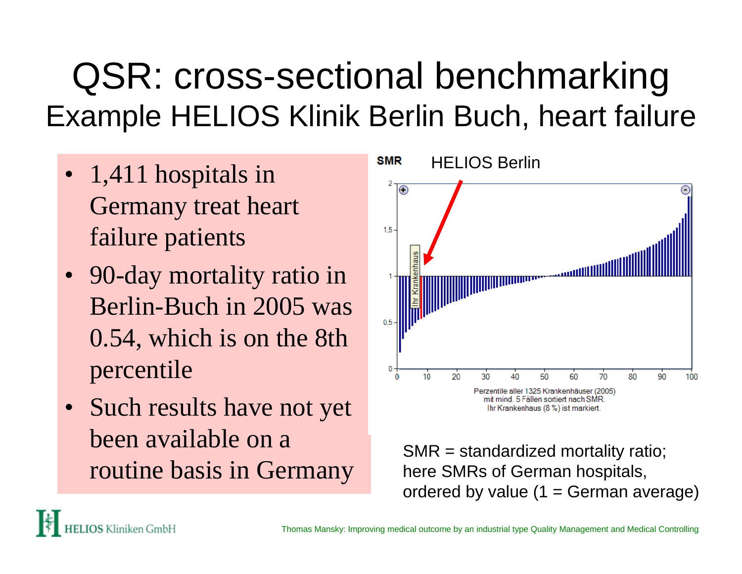# QSR: cross-sectional benchmarking

## Example HELIOS Klinik Berlin Buch, heart failure

- 1,411 hospitals in Germany treat heart failure patients
- 90-day mortality ratio in Berlin-Buch in 2005 was 0.54, which is on the 8th percentile
- Such results have not yet been available on a routine basis in Germany

SMR

HELIOS Berlin

Ihr Krankenhaus

Perzentile aller 1325 Krankenhäuser (2005) mit mind. 5 Fällen sortiert nach SMR. Ihr Krankenhaus (8 %) ist markiert.

SMR = standardized mortality ratio; here SMRs of German hospitals, ordered by value (1 = German average)

HELIOS Kliniken GmbH

Thomas Mansky: Improving medical outcome by an industrial type Quality Management and Medical Controlling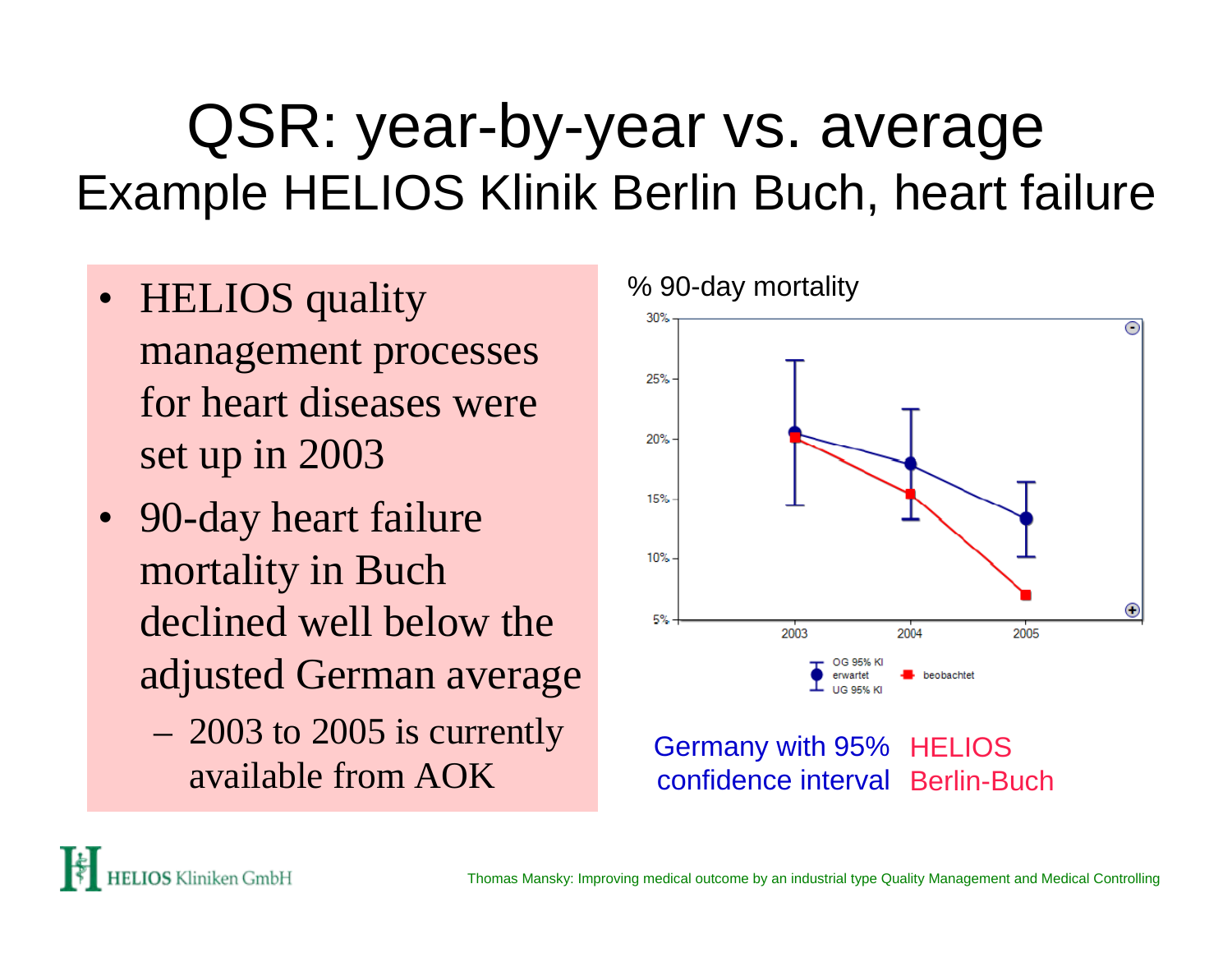# QSR: year-by-year vs. average

## Example HELIOS Klinik Berlin Buch, heart failure

- HELIOS quality management processes for heart diseases were set up in 2003
- 90-day heart failure mortality in Buch declined well below the adjusted German average
  - 2003 to 2005 is currently available from AOK

% 90-day mortality

30%
25%
20%
15%
10%
5%

2003 2004 2005

OG 95% KI
erwartet
UG 95% KI
beobachtet

Germany with 95% confidence interval

HELIOS Berlin-Buch

HELIOS Kliniken GmbH

Thomas Mansky: Improving medical outcome by an industrial type Quality Management and Medical Controlling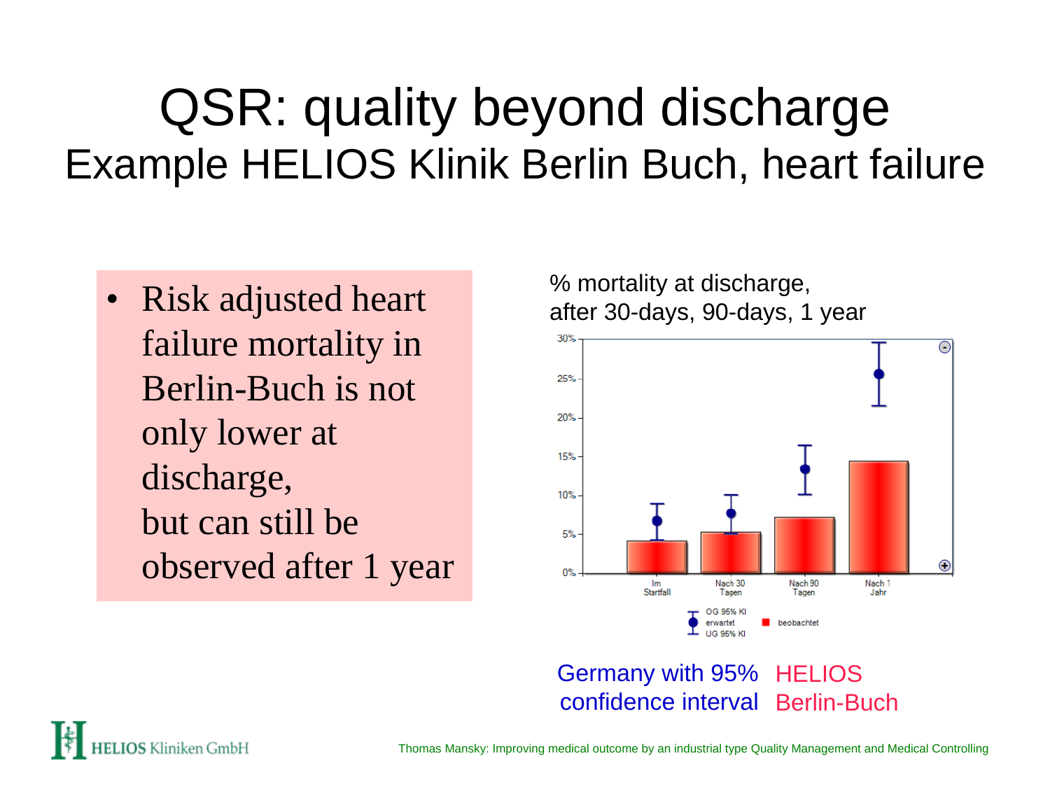# QSR: quality beyond discharge

## Example HELIOS Klinik Berlin Buch, heart failure

- Risk adjusted heart failure mortality in Berlin-Buch is not only lower at discharge, but can still be observed after 1 year

% mortality at discharge, after 30-days, 90-days, 1 year

30%
25%
20%
15%
10%
5%
0%

Im Startfall | Nach 30 Tagen | Nach 90 Tagen | Nach 1 Jahr

OG 95% KI
erwartet
UG 95% KI
beobachtet

Germany with 95% confidence interval

HELIOS Berlin-Buch

HELIOS Kliniken GmbH

Thomas Mansky: Improving medical outcome by an industrial type Quality Management and Medical Controlling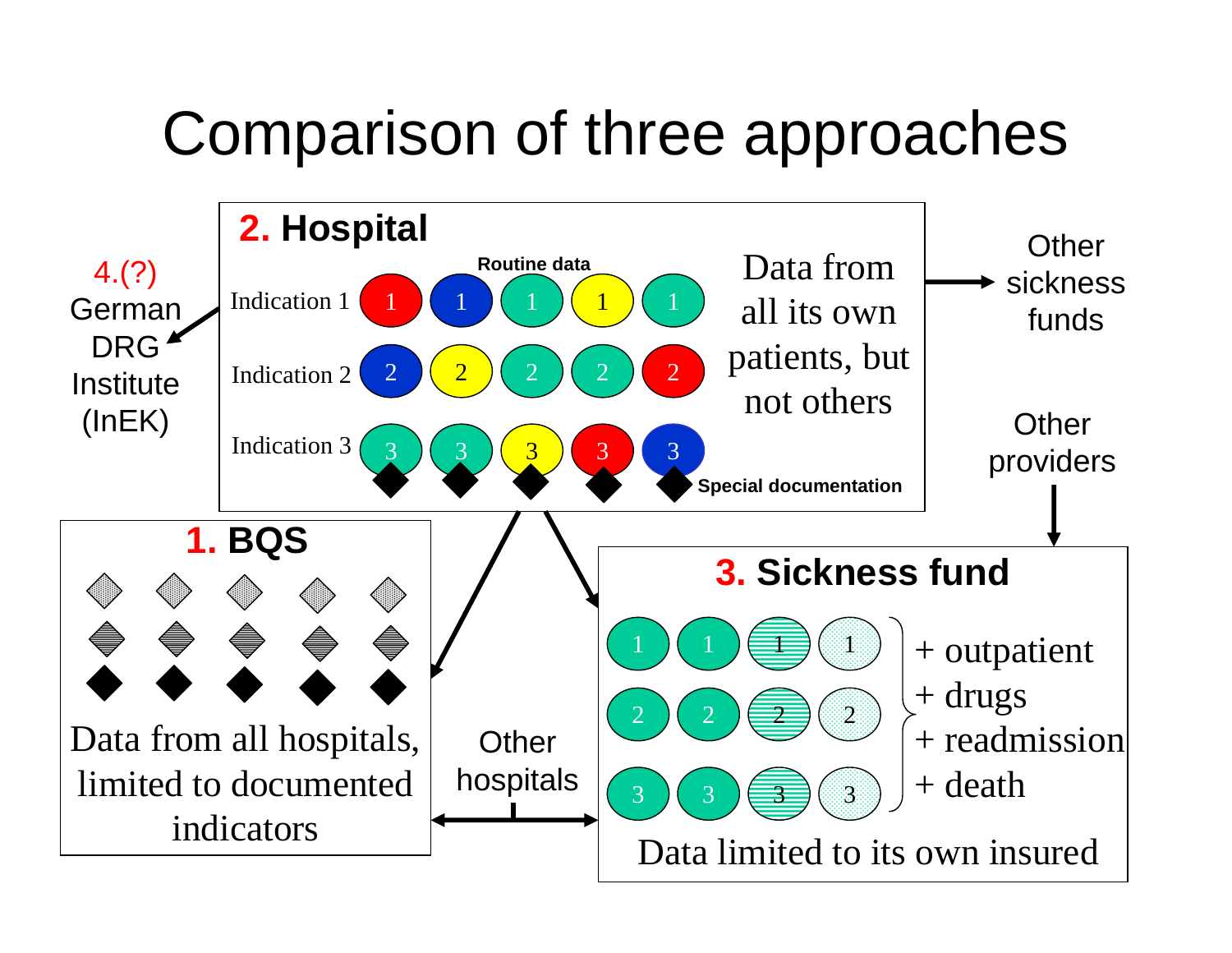# Comparison of three approaches

**2. Hospital**

Routine data

Indication 1 — 1 1 1 1 1

Indication 2 — 2 2 2 2 2

Indication 3 — 3 3 3 3 3

Special documentation

Data from all its own patients, but not others

4.(?) German DRG Institute (InEK)

Other sickness funds

Other providers

**1. BQS**

Data from all hospitals, limited to documented indicators

Other hospitals

**3. Sickness fund**

1 1 1 1

2 2 2 2

3 3 3 3

+ outpatient
+ drugs
+ readmission
+ death

Data limited to its own insured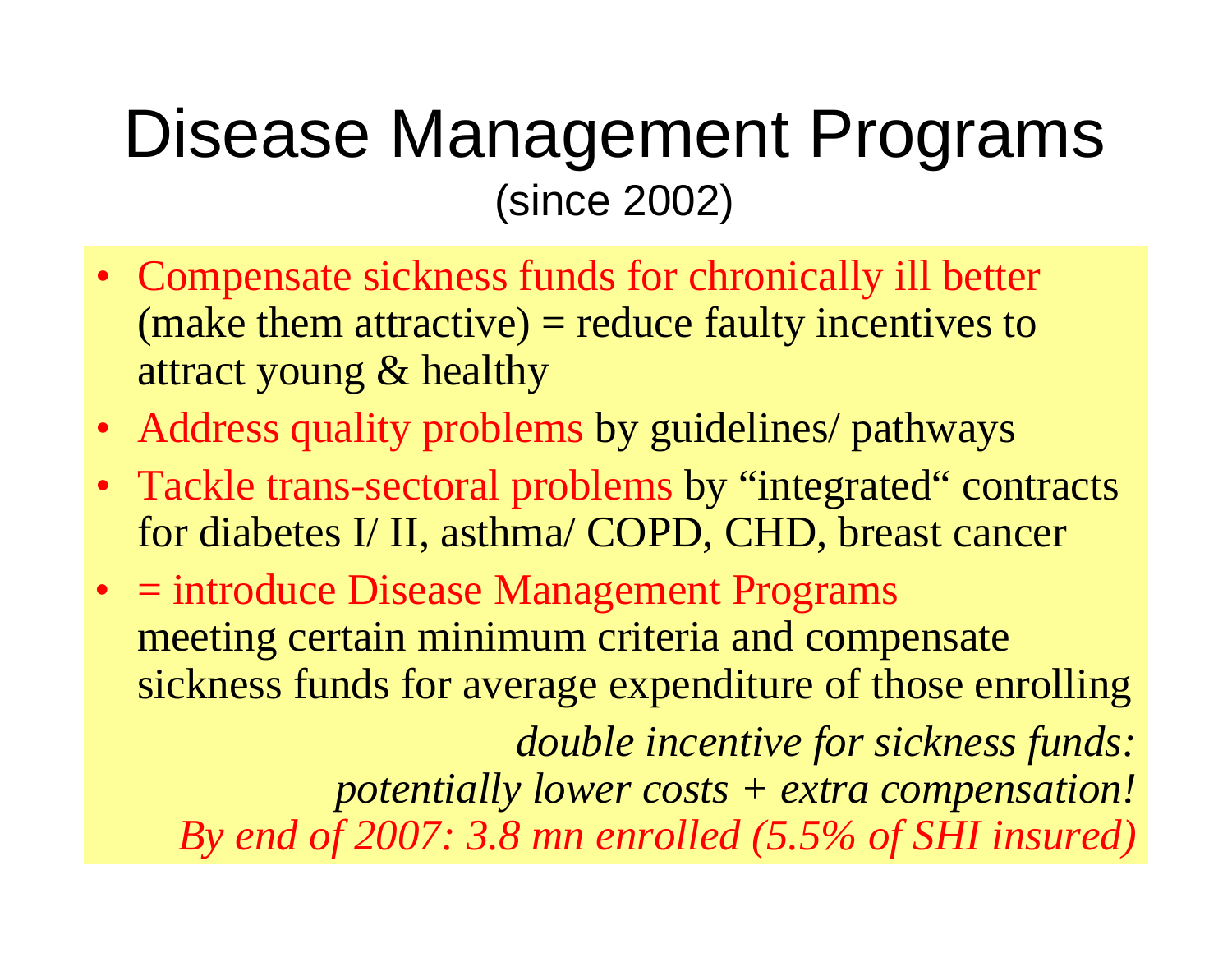# Disease Management Programs

(since 2002)

- Compensate sickness funds for chronically ill better (make them attractive) = reduce faulty incentives to attract young & healthy
- Address quality problems by guidelines/ pathways
- Tackle trans-sectoral problems by “integrated“ contracts for diabetes I/ II, asthma/ COPD, CHD, breast cancer
- = introduce Disease Management Programs meeting certain minimum criteria and compensate sickness funds for average expenditure of those enrolling

*double incentive for sickness funds: potentially lower costs + extra compensation!*

*By end of 2007: 3.8 mn enrolled (5.5% of SHI insured)*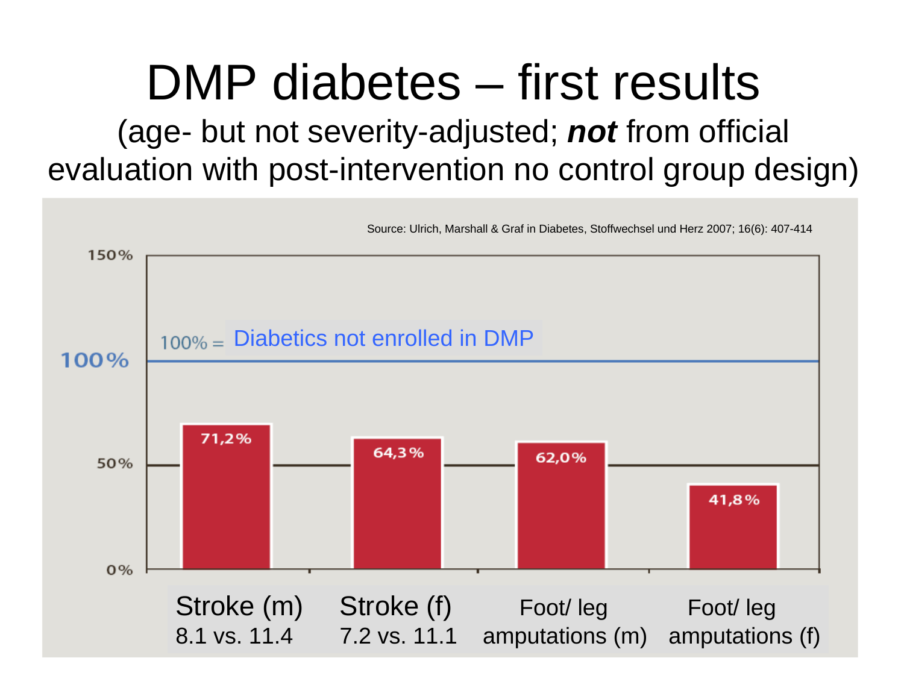# DMP diabetes – first results

(age- but not severity-adjusted; ***not*** from official evaluation with post-intervention no control group design)

Source: Ulrich, Marshall & Graf in Diabetes, Stoffwechsel und Herz 2007; 16(6): 407-414

100% = Diabetics not enrolled in DMP

| Outcome | % of non-enrolled diabetics |
|---|---|
| Stroke (m) 8.1 vs. 11.4 | 71,2% |
| Stroke (f) 7.2 vs. 11.1 | 64,3% |
| Foot/ leg amputations (m) | 62,0% |
| Foot/ leg amputations (f) | 41,8% |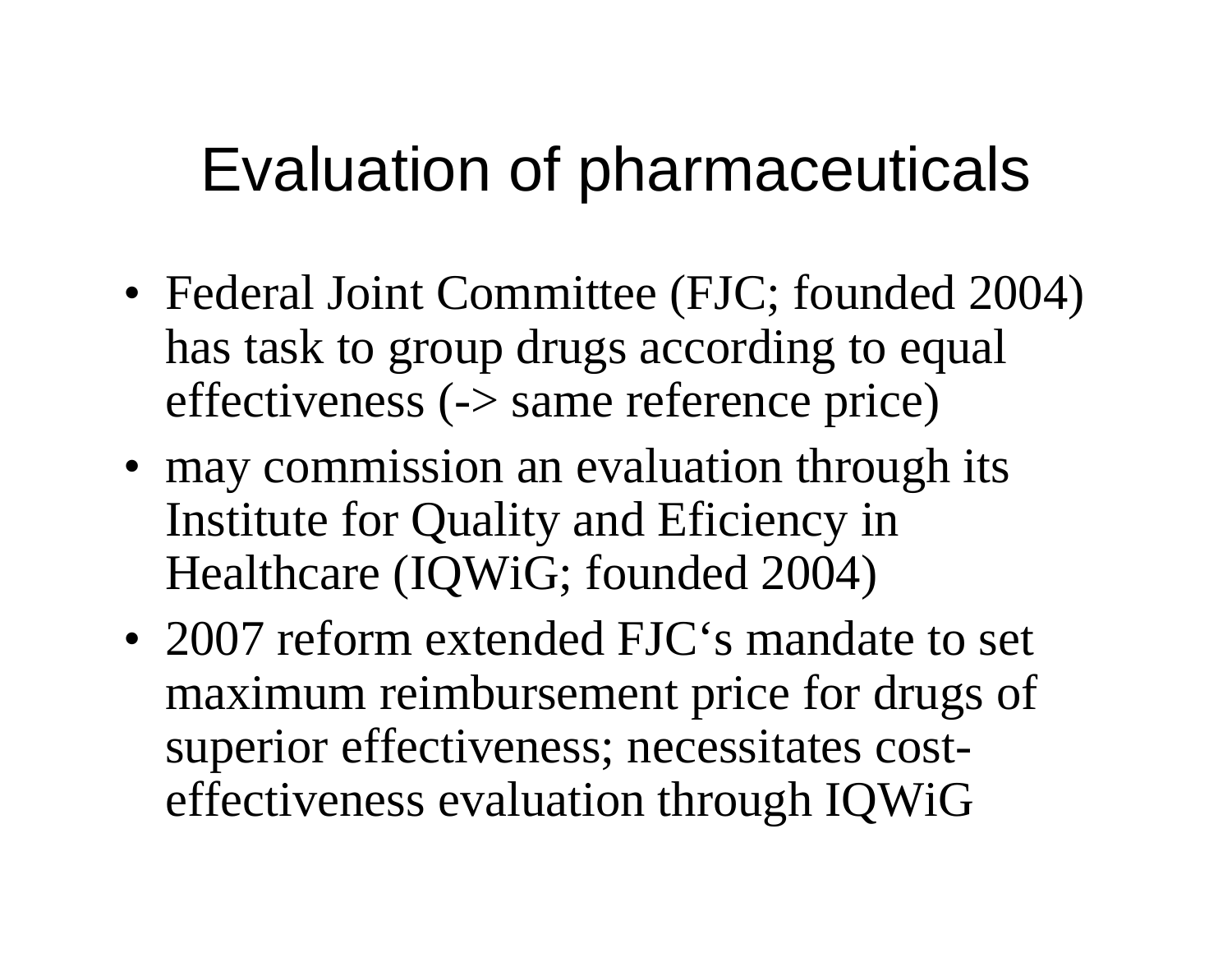# Evaluation of pharmaceuticals

- Federal Joint Committee (FJC; founded 2004) has task to group drugs according to equal effectiveness (-> same reference price)
- may commission an evaluation through its Institute for Quality and Eficiency in Healthcare (IQWiG; founded 2004)
- 2007 reform extended FJC‘s mandate to set maximum reimbursement price for drugs of superior effectiveness; necessitates cost-effectiveness evaluation through IQWiG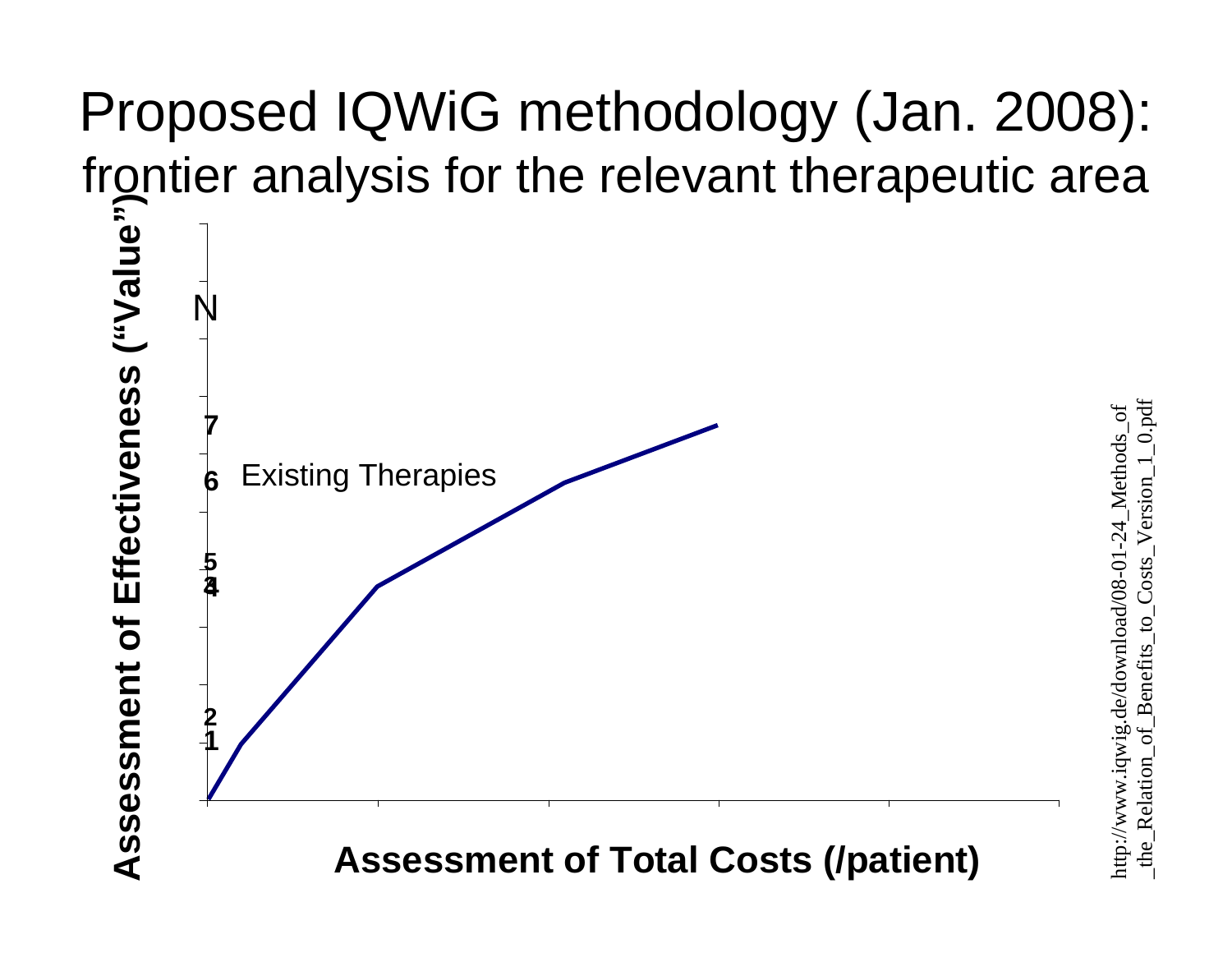# Proposed IQWiG methodology (Jan. 2008):

## frontier analysis for the relevant therapeutic area

**Assessment of Effectiveness ("Value")**

N

**7**

**6** Existing Therapies

**5**
**4**

**2**
**1**

**Assessment of Total Costs (/patient)**

http://www.iqwig.de/download/08-01-24_Methods_of_the_Relation_of_Benefits_to_Costs_Version_1_0.pdf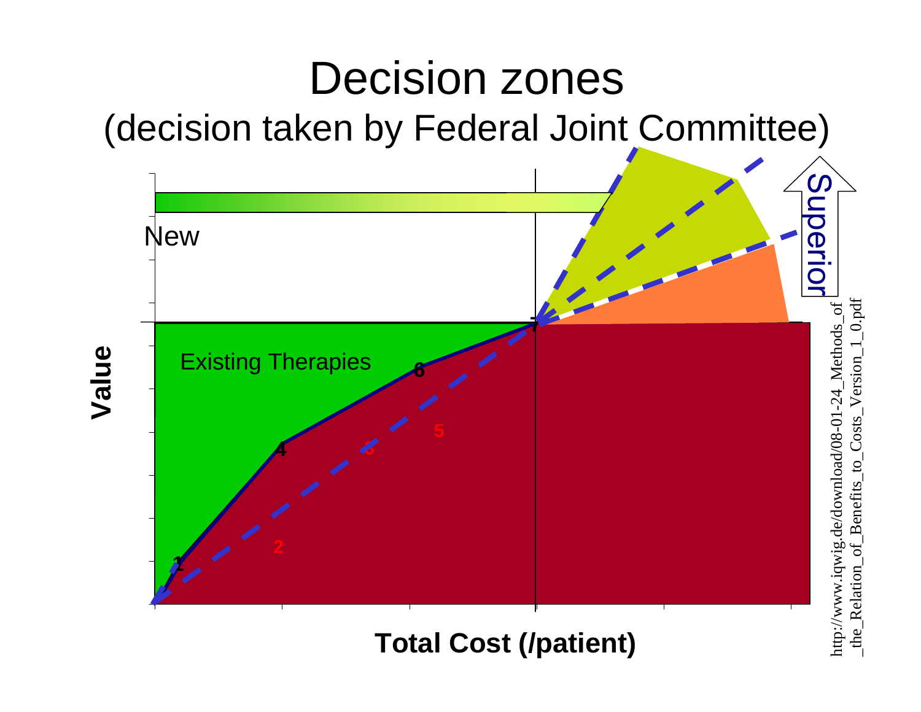# Decision zones

## (decision taken by Federal Joint Committee)

New

Existing Therapies

Superior

1 2 3 4 5 6 7

Value

Total Cost (/patient)

http://www.iqwig.de/download/08-01-24_Methods_of_the_Relation_of_Benefits_to_Costs_Version_1_0.pdf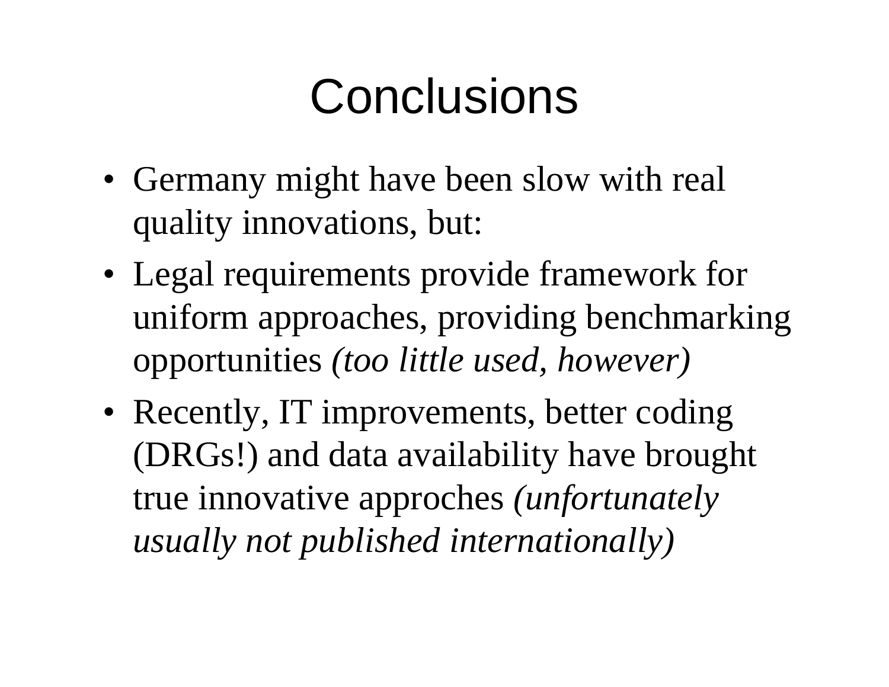# Conclusions

- Germany might have been slow with real quality innovations, but:
- Legal requirements provide framework for uniform approaches, providing benchmarking opportunities *(too little used, however)*
- Recently, IT improvements, better coding (DRGs!) and data availability have brought true innovative approches *(unfortunately usually not published internationally)*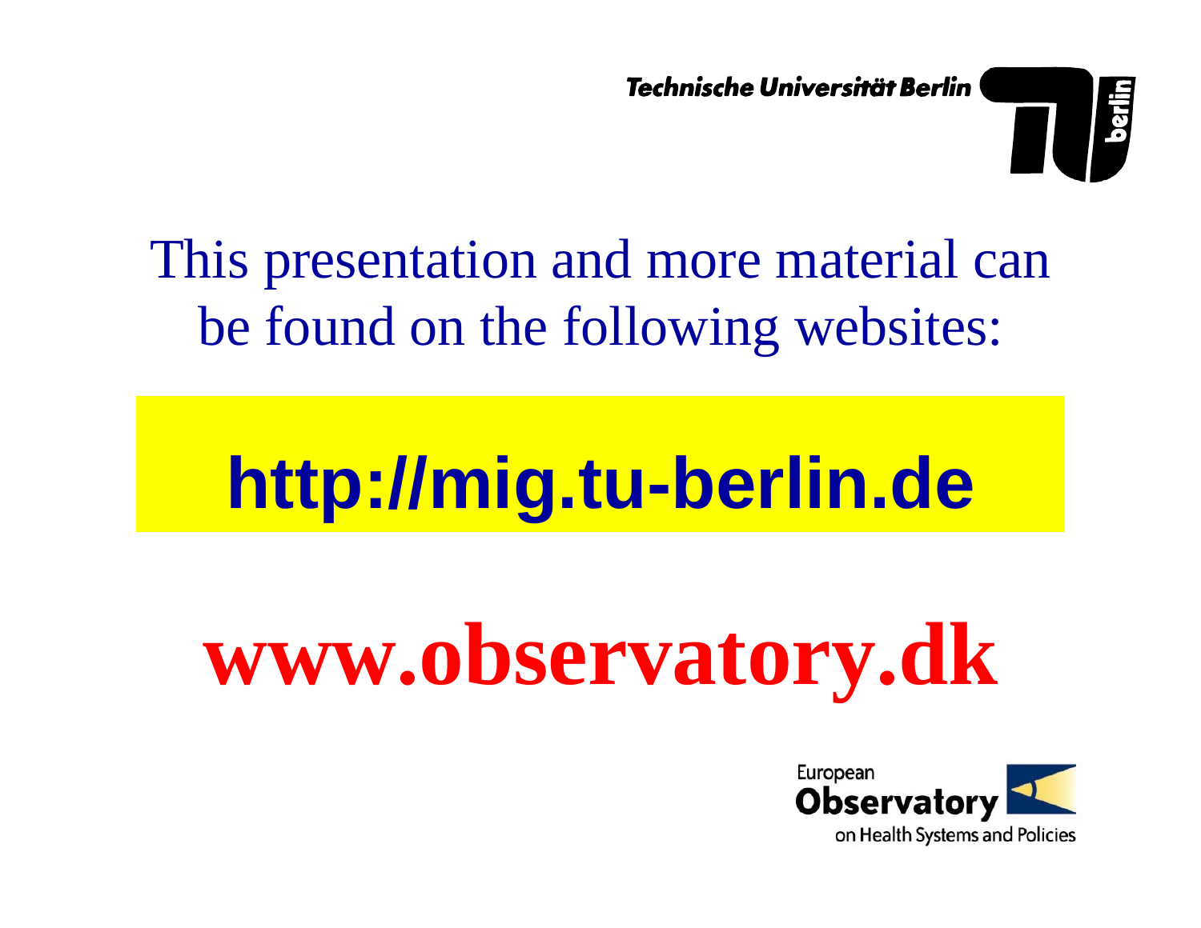Technische Universität Berlin

This presentation and more material can be found on the following websites:

**http://mig.tu-berlin.de**

**www.observatory.dk**

European Observatory on Health Systems and Policies